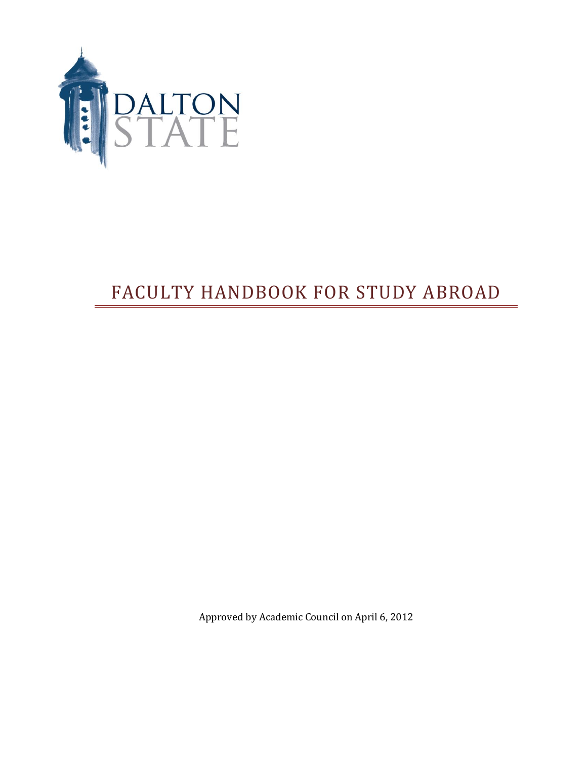DALTON STATE

# FACULTY HANDBOOK FOR STUDY ABROAD

Approved by Academic Council on April 6, 2012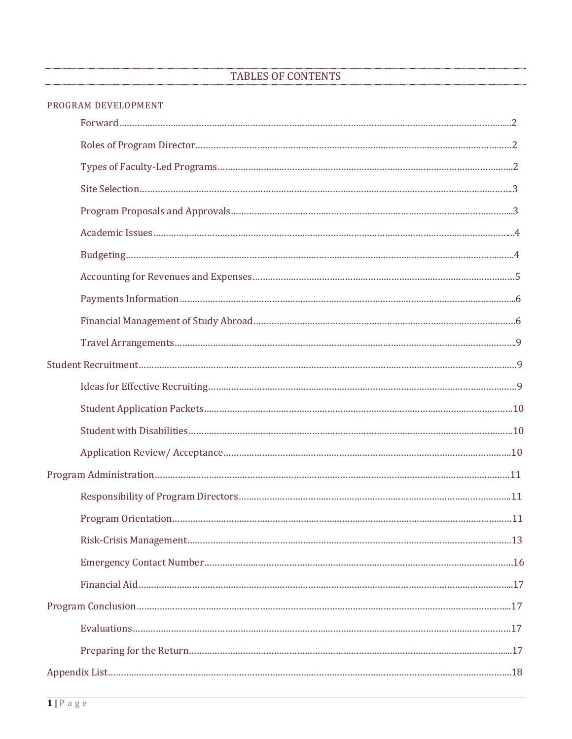# TABLES OF CONTENTS

PROGRAM DEVELOPMENT

- Forward…2
- Roles of Program Director…2
- Types of Faculty-Led Programs…2
- Site Selection…3
- Program Proposals and Approvals…3
- Academic Issues…4
- Budgeting…4
- Accounting for Revenues and Expenses…5
- Payments Information…6
- Financial Management of Study Abroad…6
- Travel Arrangements…9

Student Recruitment…9

- Ideas for Effective Recruiting…9
- Student Application Packets…10
- Student with Disabilities…10
- Application Review/ Acceptance…10

Program Administration…11

- Responsibility of Program Directors…11
- Program Orientation…11
- Risk-Crisis Management…13
- Emergency Contact Number…16
- Financial Aid…17

Program Conclusion…17

- Evaluations…17
- Preparing for the Return…17

Appendix List…18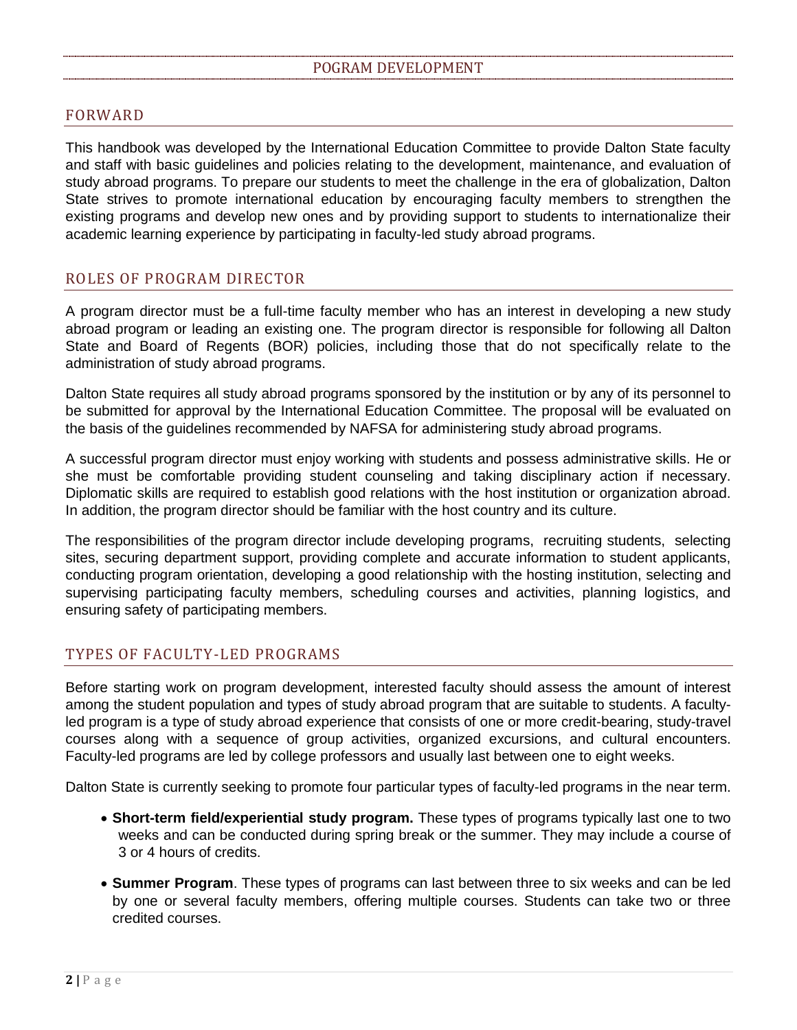# POGRAM DEVELOPMENT

## FORWARD

This handbook was developed by the International Education Committee to provide Dalton State faculty and staff with basic guidelines and policies relating to the development, maintenance, and evaluation of study abroad programs. To prepare our students to meet the challenge in the era of globalization, Dalton State strives to promote international education by encouraging faculty members to strengthen the existing programs and develop new ones and by providing support to students to internationalize their academic learning experience by participating in faculty-led study abroad programs.

## ROLES OF PROGRAM DIRECTOR

A program director must be a full-time faculty member who has an interest in developing a new study abroad program or leading an existing one. The program director is responsible for following all Dalton State and Board of Regents (BOR) policies, including those that do not specifically relate to the administration of study abroad programs.

Dalton State requires all study abroad programs sponsored by the institution or by any of its personnel to be submitted for approval by the International Education Committee. The proposal will be evaluated on the basis of the guidelines recommended by NAFSA for administering study abroad programs.

A successful program director must enjoy working with students and possess administrative skills. He or she must be comfortable providing student counseling and taking disciplinary action if necessary. Diplomatic skills are required to establish good relations with the host institution or organization abroad. In addition, the program director should be familiar with the host country and its culture.

The responsibilities of the program director include developing programs, recruiting students, selecting sites, securing department support, providing complete and accurate information to student applicants, conducting program orientation, developing a good relationship with the hosting institution, selecting and supervising participating faculty members, scheduling courses and activities, planning logistics, and ensuring safety of participating members.

## TYPES OF FACULTY-LED PROGRAMS

Before starting work on program development, interested faculty should assess the amount of interest among the student population and types of study abroad program that are suitable to students. A faculty-led program is a type of study abroad experience that consists of one or more credit-bearing, study-travel courses along with a sequence of group activities, organized excursions, and cultural encounters. Faculty-led programs are led by college professors and usually last between one to eight weeks.

Dalton State is currently seeking to promote four particular types of faculty-led programs in the near term.

- **Short-term field/experiential study program.** These types of programs typically last one to two weeks and can be conducted during spring break or the summer. They may include a course of 3 or 4 hours of credits.
- **Summer Program**. These types of programs can last between three to six weeks and can be led by one or several faculty members, offering multiple courses. Students can take two or three credited courses.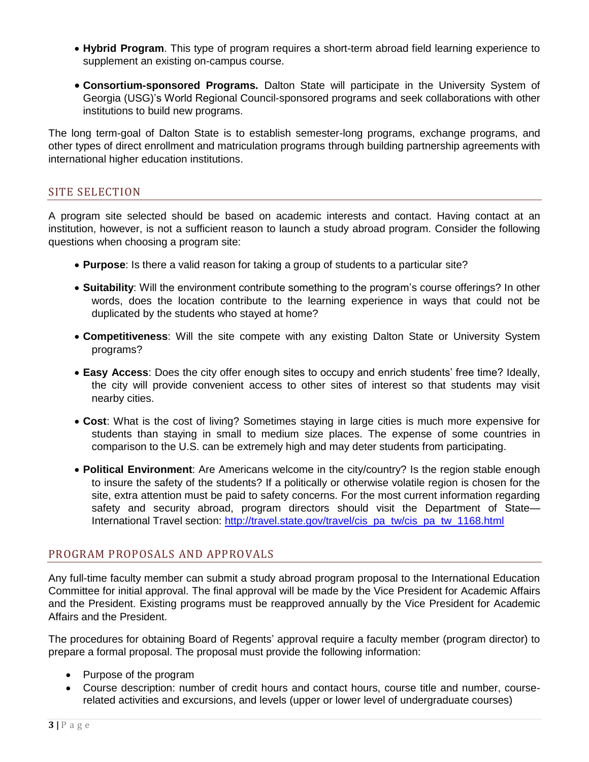- **Hybrid Program**. This type of program requires a short-term abroad field learning experience to supplement an existing on-campus course.

- **Consortium-sponsored Programs.** Dalton State will participate in the University System of Georgia (USG)'s World Regional Council-sponsored programs and seek collaborations with other institutions to build new programs.

The long term-goal of Dalton State is to establish semester-long programs, exchange programs, and other types of direct enrollment and matriculation programs through building partnership agreements with international higher education institutions.

## SITE SELECTION

A program site selected should be based on academic interests and contact. Having contact at an institution, however, is not a sufficient reason to launch a study abroad program. Consider the following questions when choosing a program site:

- **Purpose**: Is there a valid reason for taking a group of students to a particular site?

- **Suitability**: Will the environment contribute something to the program's course offerings? In other words, does the location contribute to the learning experience in ways that could not be duplicated by the students who stayed at home?

- **Competitiveness**: Will the site compete with any existing Dalton State or University System programs?

- **Easy Access**: Does the city offer enough sites to occupy and enrich students' free time? Ideally, the city will provide convenient access to other sites of interest so that students may visit nearby cities.

- **Cost**: What is the cost of living? Sometimes staying in large cities is much more expensive for students than staying in small to medium size places. The expense of some countries in comparison to the U.S. can be extremely high and may deter students from participating.

- **Political Environment**: Are Americans welcome in the city/country? Is the region stable enough to insure the safety of the students? If a politically or otherwise volatile region is chosen for the site, extra attention must be paid to safety concerns. For the most current information regarding safety and security abroad, program directors should visit the Department of State—International Travel section: http://travel.state.gov/travel/cis_pa_tw/cis_pa_tw_1168.html

## PROGRAM PROPOSALS AND APPROVALS

Any full-time faculty member can submit a study abroad program proposal to the International Education Committee for initial approval. The final approval will be made by the Vice President for Academic Affairs and the President. Existing programs must be reapproved annually by the Vice President for Academic Affairs and the President.

The procedures for obtaining Board of Regents' approval require a faculty member (program director) to prepare a formal proposal. The proposal must provide the following information:

- Purpose of the program
- Course description: number of credit hours and contact hours, course title and number, course-related activities and excursions, and levels (upper or lower level of undergraduate courses)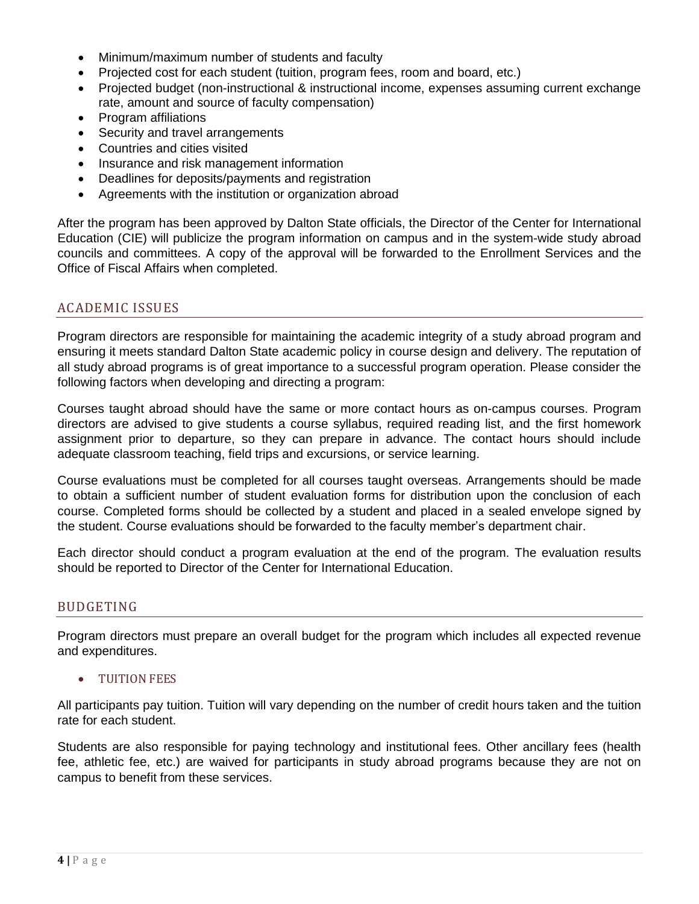- Minimum/maximum number of students and faculty
- Projected cost for each student (tuition, program fees, room and board, etc.)
- Projected budget (non-instructional & instructional income, expenses assuming current exchange rate, amount and source of faculty compensation)
- Program affiliations
- Security and travel arrangements
- Countries and cities visited
- Insurance and risk management information
- Deadlines for deposits/payments and registration
- Agreements with the institution or organization abroad

After the program has been approved by Dalton State officials, the Director of the Center for International Education (CIE) will publicize the program information on campus and in the system-wide study abroad councils and committees. A copy of the approval will be forwarded to the Enrollment Services and the Office of Fiscal Affairs when completed.

## ACADEMIC ISSUES

Program directors are responsible for maintaining the academic integrity of a study abroad program and ensuring it meets standard Dalton State academic policy in course design and delivery. The reputation of all study abroad programs is of great importance to a successful program operation. Please consider the following factors when developing and directing a program:

Courses taught abroad should have the same or more contact hours as on-campus courses. Program directors are advised to give students a course syllabus, required reading list, and the first homework assignment prior to departure, so they can prepare in advance. The contact hours should include adequate classroom teaching, field trips and excursions, or service learning.

Course evaluations must be completed for all courses taught overseas. Arrangements should be made to obtain a sufficient number of student evaluation forms for distribution upon the conclusion of each course. Completed forms should be collected by a student and placed in a sealed envelope signed by the student. Course evaluations should be forwarded to the faculty member's department chair.

Each director should conduct a program evaluation at the end of the program. The evaluation results should be reported to Director of the Center for International Education.

## BUDGETING

Program directors must prepare an overall budget for the program which includes all expected revenue and expenditures.

- ### TUITION FEES

All participants pay tuition. Tuition will vary depending on the number of credit hours taken and the tuition rate for each student.

Students are also responsible for paying technology and institutional fees. Other ancillary fees (health fee, athletic fee, etc.) are waived for participants in study abroad programs because they are not on campus to benefit from these services.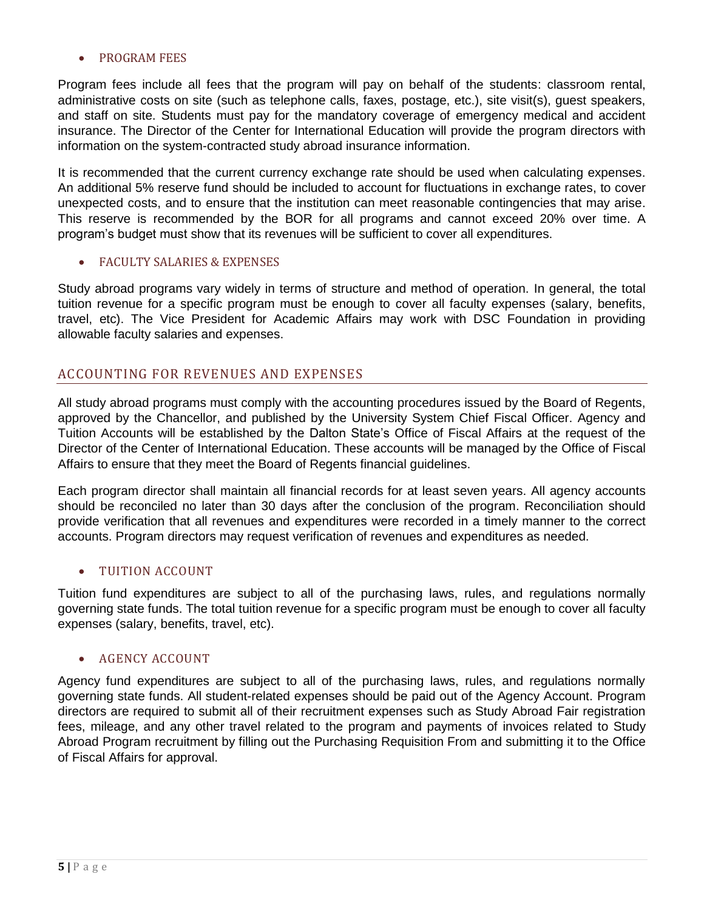- PROGRAM FEES

Program fees include all fees that the program will pay on behalf of the students: classroom rental, administrative costs on site (such as telephone calls, faxes, postage, etc.), site visit(s), guest speakers, and staff on site. Students must pay for the mandatory coverage of emergency medical and accident insurance. The Director of the Center for International Education will provide the program directors with information on the system-contracted study abroad insurance information.

It is recommended that the current currency exchange rate should be used when calculating expenses. An additional 5% reserve fund should be included to account for fluctuations in exchange rates, to cover unexpected costs, and to ensure that the institution can meet reasonable contingencies that may arise. This reserve is recommended by the BOR for all programs and cannot exceed 20% over time. A program's budget must show that its revenues will be sufficient to cover all expenditures.

- FACULTY SALARIES & EXPENSES

Study abroad programs vary widely in terms of structure and method of operation. In general, the total tuition revenue for a specific program must be enough to cover all faculty expenses (salary, benefits, travel, etc). The Vice President for Academic Affairs may work with DSC Foundation in providing allowable faculty salaries and expenses.

## ACCOUNTING FOR REVENUES AND EXPENSES

All study abroad programs must comply with the accounting procedures issued by the Board of Regents, approved by the Chancellor, and published by the University System Chief Fiscal Officer. Agency and Tuition Accounts will be established by the Dalton State's Office of Fiscal Affairs at the request of the Director of the Center of International Education. These accounts will be managed by the Office of Fiscal Affairs to ensure that they meet the Board of Regents financial guidelines.

Each program director shall maintain all financial records for at least seven years. All agency accounts should be reconciled no later than 30 days after the conclusion of the program. Reconciliation should provide verification that all revenues and expenditures were recorded in a timely manner to the correct accounts. Program directors may request verification of revenues and expenditures as needed.

- TUITION ACCOUNT

Tuition fund expenditures are subject to all of the purchasing laws, rules, and regulations normally governing state funds. The total tuition revenue for a specific program must be enough to cover all faculty expenses (salary, benefits, travel, etc).

- AGENCY ACCOUNT

Agency fund expenditures are subject to all of the purchasing laws, rules, and regulations normally governing state funds. All student-related expenses should be paid out of the Agency Account. Program directors are required to submit all of their recruitment expenses such as Study Abroad Fair registration fees, mileage, and any other travel related to the program and payments of invoices related to Study Abroad Program recruitment by filling out the Purchasing Requisition From and submitting it to the Office of Fiscal Affairs for approval.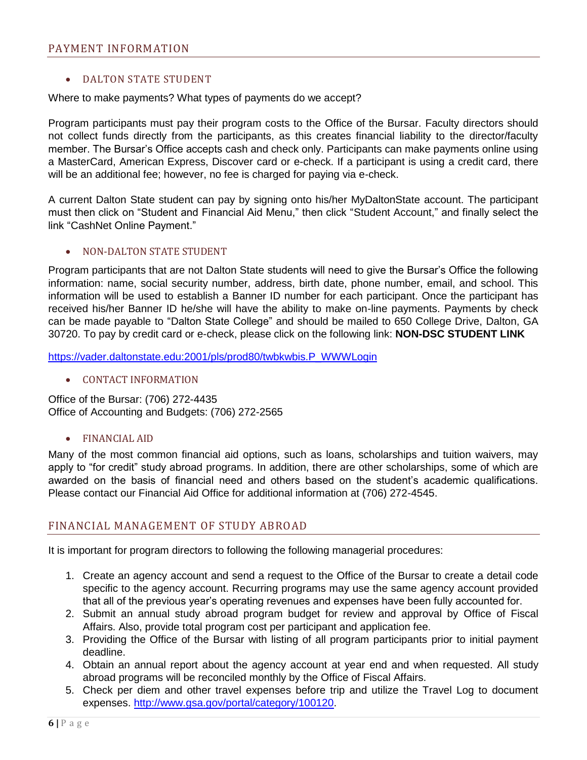## PAYMENT INFORMATION

### DALTON STATE STUDENT

Where to make payments? What types of payments do we accept?

Program participants must pay their program costs to the Office of the Bursar. Faculty directors should not collect funds directly from the participants, as this creates financial liability to the director/faculty member. The Bursar's Office accepts cash and check only. Participants can make payments online using a MasterCard, American Express, Discover card or e-check. If a participant is using a credit card, there will be an additional fee; however, no fee is charged for paying via e-check.

A current Dalton State student can pay by signing onto his/her MyDaltonState account. The participant must then click on "Student and Financial Aid Menu," then click "Student Account," and finally select the link "CashNet Online Payment."

### NON-DALTON STATE STUDENT

Program participants that are not Dalton State students will need to give the Bursar's Office the following information: name, social security number, address, birth date, phone number, email, and school. This information will be used to establish a Banner ID number for each participant. Once the participant has received his/her Banner ID he/she will have the ability to make on-line payments. Payments by check can be made payable to "Dalton State College" and should be mailed to 650 College Drive, Dalton, GA 30720. To pay by credit card or e-check, please click on the following link: **NON-DSC STUDENT LINK**

https://vader.daltonstate.edu:2001/pls/prod80/twbkwbis.P_WWWLogin

### CONTACT INFORMATION

Office of the Bursar: (706) 272-4435
Office of Accounting and Budgets: (706) 272-2565

### FINANCIAL AID

Many of the most common financial aid options, such as loans, scholarships and tuition waivers, may apply to "for credit" study abroad programs. In addition, there are other scholarships, some of which are awarded on the basis of financial need and others based on the student's academic qualifications. Please contact our Financial Aid Office for additional information at (706) 272-4545.

## FINANCIAL MANAGEMENT OF STUDY ABROAD

It is important for program directors to following the following managerial procedures:

1. Create an agency account and send a request to the Office of the Bursar to create a detail code specific to the agency account. Recurring programs may use the same agency account provided that all of the previous year's operating revenues and expenses have been fully accounted for.
2. Submit an annual study abroad program budget for review and approval by Office of Fiscal Affairs. Also, provide total program cost per participant and application fee.
3. Providing the Office of the Bursar with listing of all program participants prior to initial payment deadline.
4. Obtain an annual report about the agency account at year end and when requested. All study abroad programs will be reconciled monthly by the Office of Fiscal Affairs.
5. Check per diem and other travel expenses before trip and utilize the Travel Log to document expenses. http://www.gsa.gov/portal/category/100120.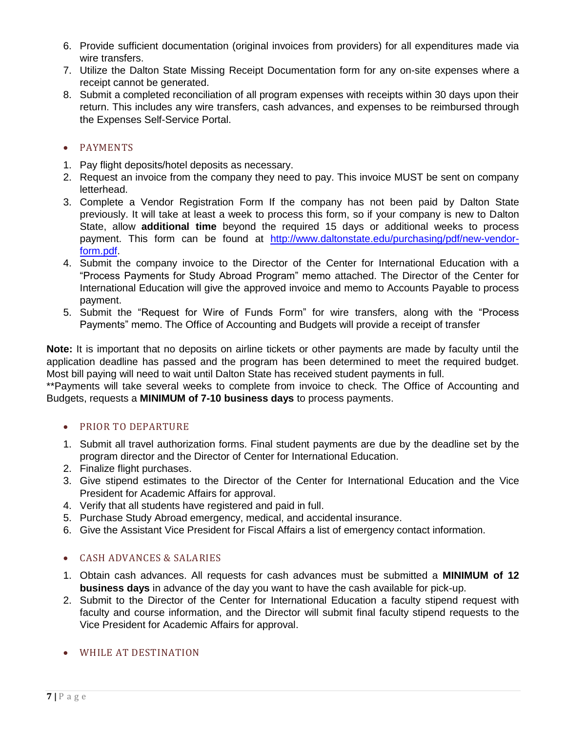6. Provide sufficient documentation (original invoices from providers) for all expenditures made via wire transfers.
7. Utilize the Dalton State Missing Receipt Documentation form for any on-site expenses where a receipt cannot be generated.
8. Submit a completed reconciliation of all program expenses with receipts within 30 days upon their return. This includes any wire transfers, cash advances, and expenses to be reimbursed through the Expenses Self-Service Portal.

- PAYMENTS

1. Pay flight deposits/hotel deposits as necessary.
2. Request an invoice from the company they need to pay. This invoice MUST be sent on company letterhead.
3. Complete a Vendor Registration Form If the company has not been paid by Dalton State previously. It will take at least a week to process this form, so if your company is new to Dalton State, allow **additional time** beyond the required 15 days or additional weeks to process payment. This form can be found at [http://www.daltonstate.edu/purchasing/pdf/new-vendor-form.pdf](http://www.daltonstate.edu/purchasing/pdf/new-vendor-form.pdf).
4. Submit the company invoice to the Director of the Center for International Education with a "Process Payments for Study Abroad Program" memo attached. The Director of the Center for International Education will give the approved invoice and memo to Accounts Payable to process payment.
5. Submit the "Request for Wire of Funds Form" for wire transfers, along with the "Process Payments" memo. The Office of Accounting and Budgets will provide a receipt of transfer

**Note:** It is important that no deposits on airline tickets or other payments are made by faculty until the application deadline has passed and the program has been determined to meet the required budget. Most bill paying will need to wait until Dalton State has received student payments in full.
**Payments will take several weeks to complete from invoice to check. The Office of Accounting and Budgets, requests a **MINIMUM of 7-10 business days** to process payments.

- PRIOR TO DEPARTURE

1. Submit all travel authorization forms. Final student payments are due by the deadline set by the program director and the Director of Center for International Education.
2. Finalize flight purchases.
3. Give stipend estimates to the Director of the Center for International Education and the Vice President for Academic Affairs for approval.
4. Verify that all students have registered and paid in full.
5. Purchase Study Abroad emergency, medical, and accidental insurance.
6. Give the Assistant Vice President for Fiscal Affairs a list of emergency contact information.

- CASH ADVANCES & SALARIES

1. Obtain cash advances. All requests for cash advances must be submitted a **MINIMUM of 12 business days** in advance of the day you want to have the cash available for pick-up.
2. Submit to the Director of the Center for International Education a faculty stipend request with faculty and course information, and the Director will submit final faculty stipend requests to the Vice President for Academic Affairs for approval.

- WHILE AT DESTINATION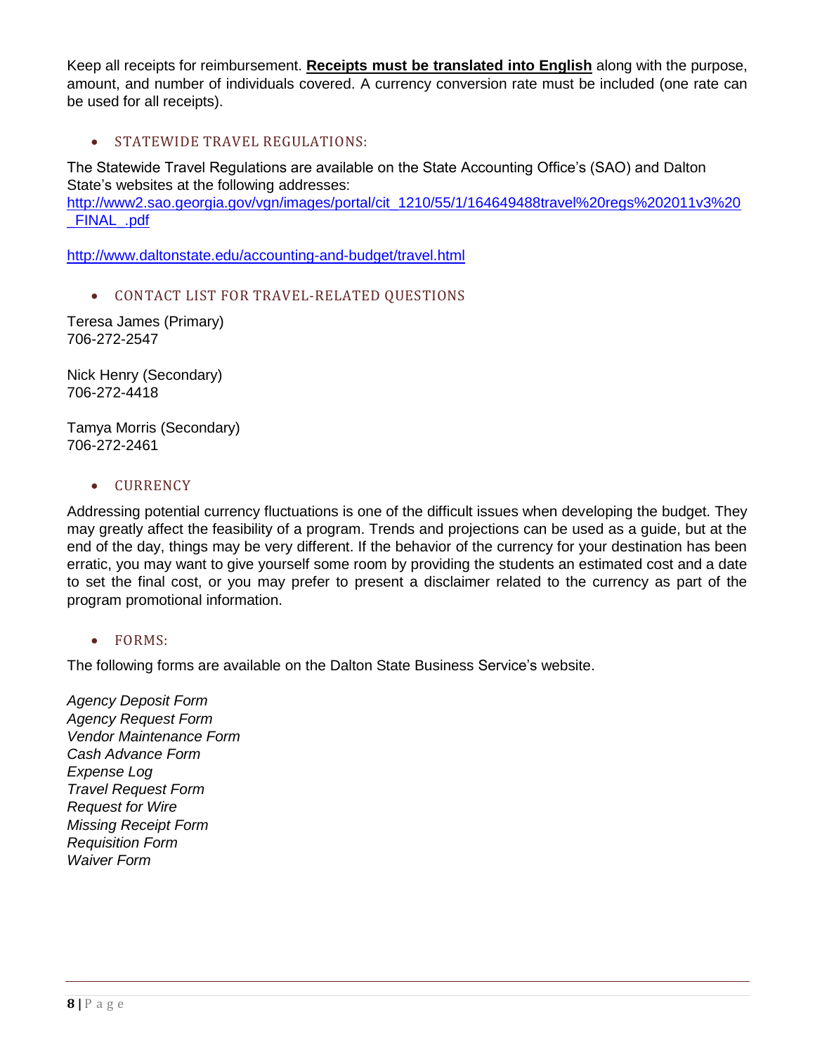Keep all receipts for reimbursement. **Receipts must be translated into English** along with the purpose, amount, and number of individuals covered. A currency conversion rate must be included (one rate can be used for all receipts).

- STATEWIDE TRAVEL REGULATIONS:

The Statewide Travel Regulations are available on the State Accounting Office's (SAO) and Dalton State's websites at the following addresses:
http://www2.sao.georgia.gov/vgn/images/portal/cit_1210/55/1/164649488travel%20regs%202011v3%20_FINAL_.pdf

http://www.daltonstate.edu/accounting-and-budget/travel.html

- CONTACT LIST FOR TRAVEL-RELATED QUESTIONS

Teresa James (Primary)
706-272-2547

Nick Henry (Secondary)
706-272-4418

Tamya Morris (Secondary)
706-272-2461

- CURRENCY

Addressing potential currency fluctuations is one of the difficult issues when developing the budget. They may greatly affect the feasibility of a program. Trends and projections can be used as a guide, but at the end of the day, things may be very different. If the behavior of the currency for your destination has been erratic, you may want to give yourself some room by providing the students an estimated cost and a date to set the final cost, or you may prefer to present a disclaimer related to the currency as part of the program promotional information.

- FORMS:

The following forms are available on the Dalton State Business Service's website.

*Agency Deposit Form*
*Agency Request Form*
*Vendor Maintenance Form*
*Cash Advance Form*
*Expense Log*
*Travel Request Form*
*Request for Wire*
*Missing Receipt Form*
*Requisition Form*
*Waiver Form*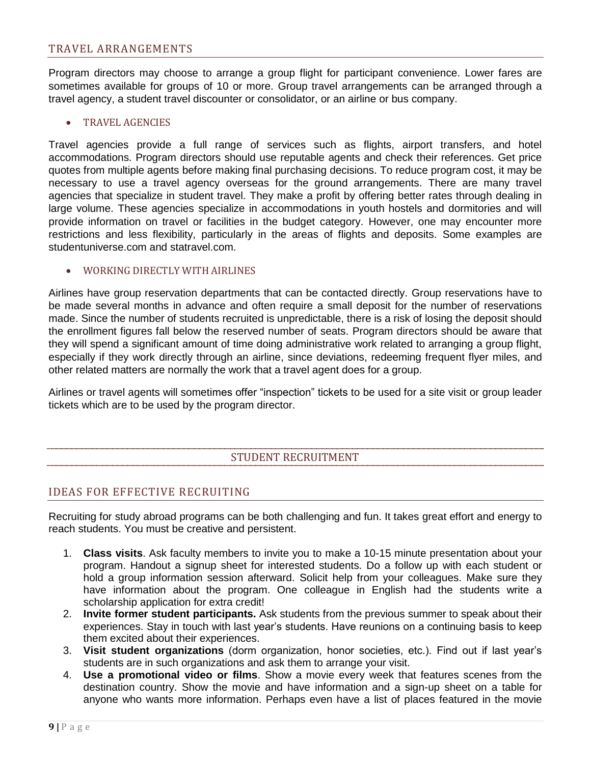## TRAVEL ARRANGEMENTS

Program directors may choose to arrange a group flight for participant convenience. Lower fares are sometimes available for groups of 10 or more. Group travel arrangements can be arranged through a travel agency, a student travel discounter or consolidator, or an airline or bus company.

- TRAVEL AGENCIES

Travel agencies provide a full range of services such as flights, airport transfers, and hotel accommodations. Program directors should use reputable agents and check their references. Get price quotes from multiple agents before making final purchasing decisions. To reduce program cost, it may be necessary to use a travel agency overseas for the ground arrangements. There are many travel agencies that specialize in student travel. They make a profit by offering better rates through dealing in large volume. These agencies specialize in accommodations in youth hostels and dormitories and will provide information on travel or facilities in the budget category. However, one may encounter more restrictions and less flexibility, particularly in the areas of flights and deposits. Some examples are studentuniverse.com and statravel.com.

- WORKING DIRECTLY WITH AIRLINES

Airlines have group reservation departments that can be contacted directly. Group reservations have to be made several months in advance and often require a small deposit for the number of reservations made. Since the number of students recruited is unpredictable, there is a risk of losing the deposit should the enrollment figures fall below the reserved number of seats. Program directors should be aware that they will spend a significant amount of time doing administrative work related to arranging a group flight, especially if they work directly through an airline, since deviations, redeeming frequent flyer miles, and other related matters are normally the work that a travel agent does for a group.

Airlines or travel agents will sometimes offer "inspection" tickets to be used for a site visit or group leader tickets which are to be used by the program director.

# STUDENT RECRUITMENT

## IDEAS FOR EFFECTIVE RECRUITING

Recruiting for study abroad programs can be both challenging and fun. It takes great effort and energy to reach students. You must be creative and persistent.

1. **Class visits**. Ask faculty members to invite you to make a 10-15 minute presentation about your program. Handout a signup sheet for interested students. Do a follow up with each student or hold a group information session afterward. Solicit help from your colleagues. Make sure they have information about the program. One colleague in English had the students write a scholarship application for extra credit!
2. **Invite former student participants.** Ask students from the previous summer to speak about their experiences. Stay in touch with last year's students. Have reunions on a continuing basis to keep them excited about their experiences.
3. **Visit student organizations** (dorm organization, honor societies, etc.). Find out if last year's students are in such organizations and ask them to arrange your visit.
4. **Use a promotional video or films**. Show a movie every week that features scenes from the destination country. Show the movie and have information and a sign-up sheet on a table for anyone who wants more information. Perhaps even have a list of places featured in the movie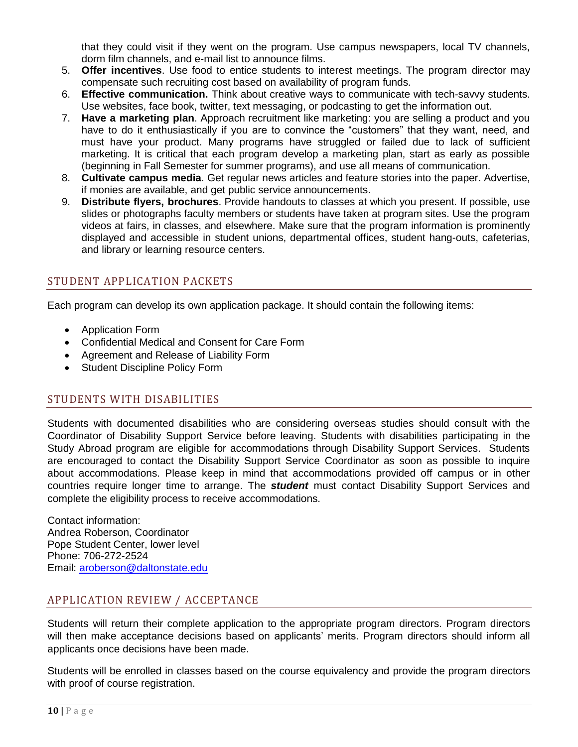that they could visit if they went on the program. Use campus newspapers, local TV channels, dorm film channels, and e-mail list to announce films.

5. **Offer incentives**. Use food to entice students to interest meetings. The program director may compensate such recruiting cost based on availability of program funds.
6. **Effective communication.** Think about creative ways to communicate with tech-savvy students. Use websites, face book, twitter, text messaging, or podcasting to get the information out.
7. **Have a marketing plan**. Approach recruitment like marketing: you are selling a product and you have to do it enthusiastically if you are to convince the "customers" that they want, need, and must have your product. Many programs have struggled or failed due to lack of sufficient marketing. It is critical that each program develop a marketing plan, start as early as possible (beginning in Fall Semester for summer programs), and use all means of communication.
8. **Cultivate campus media**. Get regular news articles and feature stories into the paper. Advertise, if monies are available, and get public service announcements.
9. **Distribute flyers, brochures**. Provide handouts to classes at which you present. If possible, use slides or photographs faculty members or students have taken at program sites. Use the program videos at fairs, in classes, and elsewhere. Make sure that the program information is prominently displayed and accessible in student unions, departmental offices, student hang-outs, cafeterias, and library or learning resource centers.

## STUDENT APPLICATION PACKETS

Each program can develop its own application package. It should contain the following items:

- Application Form
- Confidential Medical and Consent for Care Form
- Agreement and Release of Liability Form
- Student Discipline Policy Form

## STUDENTS WITH DISABILITIES

Students with documented disabilities who are considering overseas studies should consult with the Coordinator of Disability Support Service before leaving. Students with disabilities participating in the Study Abroad program are eligible for accommodations through Disability Support Services. Students are encouraged to contact the Disability Support Service Coordinator as soon as possible to inquire about accommodations. Please keep in mind that accommodations provided off campus or in other countries require longer time to arrange. The ***student*** must contact Disability Support Services and complete the eligibility process to receive accommodations.

Contact information:
Andrea Roberson, Coordinator
Pope Student Center, lower level
Phone: 706-272-2524
Email: aroberson@daltonstate.edu

## APPLICATION REVIEW / ACCEPTANCE

Students will return their complete application to the appropriate program directors. Program directors will then make acceptance decisions based on applicants' merits. Program directors should inform all applicants once decisions have been made.

Students will be enrolled in classes based on the course equivalency and provide the program directors with proof of course registration.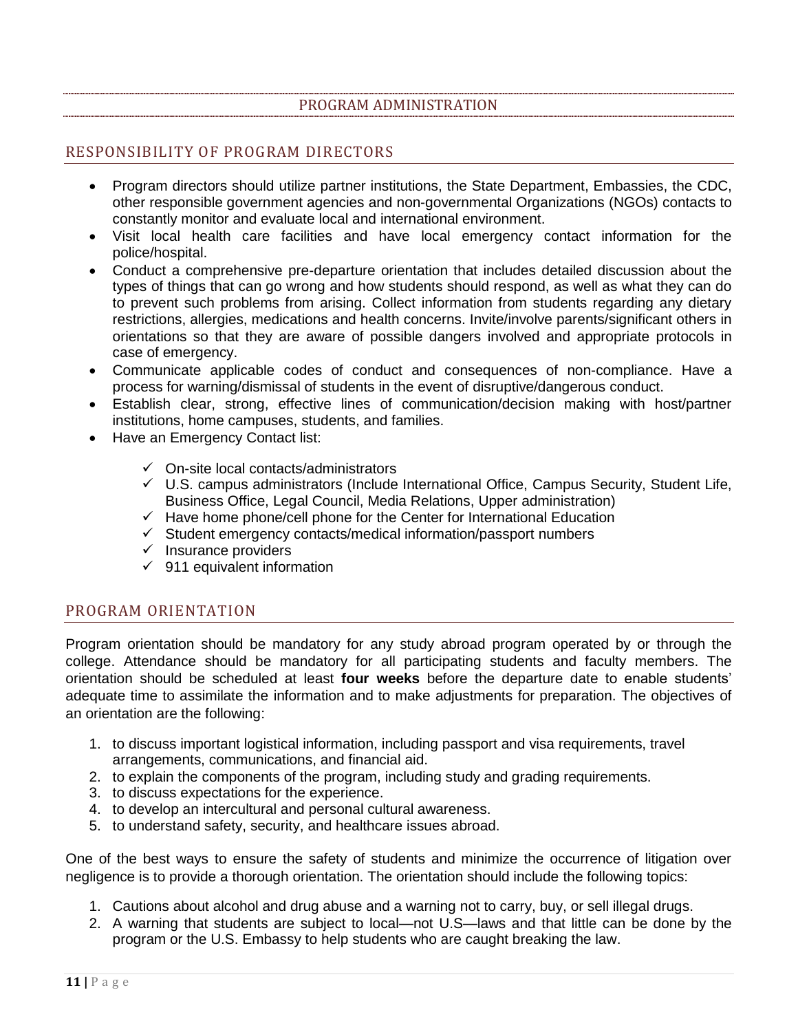# PROGRAM ADMINISTRATION

## RESPONSIBILITY OF PROGRAM DIRECTORS

- Program directors should utilize partner institutions, the State Department, Embassies, the CDC, other responsible government agencies and non-governmental Organizations (NGOs) contacts to constantly monitor and evaluate local and international environment.
- Visit local health care facilities and have local emergency contact information for the police/hospital.
- Conduct a comprehensive pre-departure orientation that includes detailed discussion about the types of things that can go wrong and how students should respond, as well as what they can do to prevent such problems from arising. Collect information from students regarding any dietary restrictions, allergies, medications and health concerns. Invite/involve parents/significant others in orientations so that they are aware of possible dangers involved and appropriate protocols in case of emergency.
- Communicate applicable codes of conduct and consequences of non-compliance. Have a process for warning/dismissal of students in the event of disruptive/dangerous conduct.
- Establish clear, strong, effective lines of communication/decision making with host/partner institutions, home campuses, students, and families.
- Have an Emergency Contact list:
    - ✓ On-site local contacts/administrators
    - ✓ U.S. campus administrators (Include International Office, Campus Security, Student Life, Business Office, Legal Council, Media Relations, Upper administration)
    - ✓ Have home phone/cell phone for the Center for International Education
    - ✓ Student emergency contacts/medical information/passport numbers
    - ✓ Insurance providers
    - ✓ 911 equivalent information

## PROGRAM ORIENTATION

Program orientation should be mandatory for any study abroad program operated by or through the college. Attendance should be mandatory for all participating students and faculty members. The orientation should be scheduled at least **four weeks** before the departure date to enable students' adequate time to assimilate the information and to make adjustments for preparation. The objectives of an orientation are the following:

1. to discuss important logistical information, including passport and visa requirements, travel arrangements, communications, and financial aid.
2. to explain the components of the program, including study and grading requirements.
3. to discuss expectations for the experience.
4. to develop an intercultural and personal cultural awareness.
5. to understand safety, security, and healthcare issues abroad.

One of the best ways to ensure the safety of students and minimize the occurrence of litigation over negligence is to provide a thorough orientation. The orientation should include the following topics:

1. Cautions about alcohol and drug abuse and a warning not to carry, buy, or sell illegal drugs.
2. A warning that students are subject to local—not U.S—laws and that little can be done by the program or the U.S. Embassy to help students who are caught breaking the law.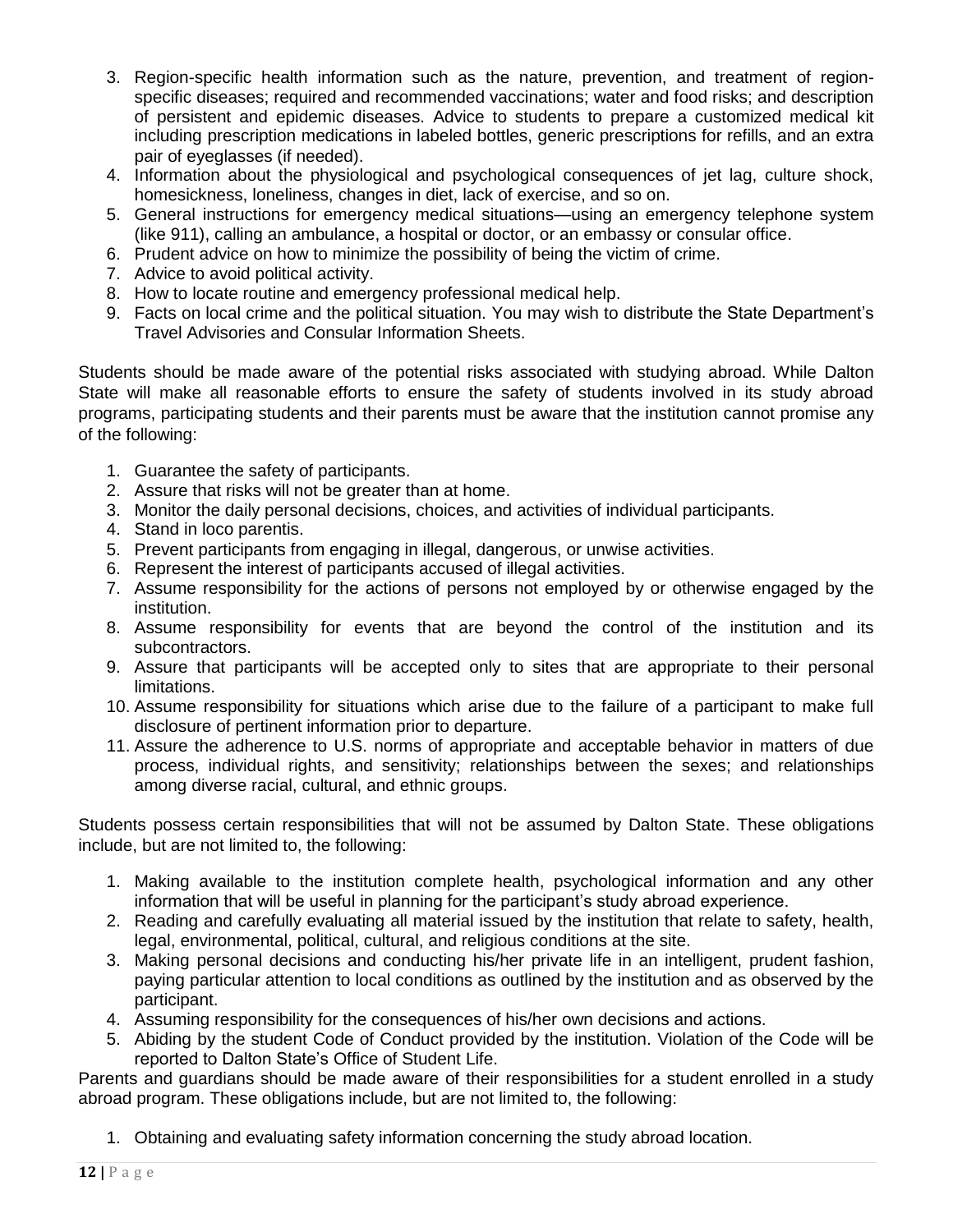3. Region-specific health information such as the nature, prevention, and treatment of region-specific diseases; required and recommended vaccinations; water and food risks; and description of persistent and epidemic diseases. Advice to students to prepare a customized medical kit including prescription medications in labeled bottles, generic prescriptions for refills, and an extra pair of eyeglasses (if needed).
4. Information about the physiological and psychological consequences of jet lag, culture shock, homesickness, loneliness, changes in diet, lack of exercise, and so on.
5. General instructions for emergency medical situations—using an emergency telephone system (like 911), calling an ambulance, a hospital or doctor, or an embassy or consular office.
6. Prudent advice on how to minimize the possibility of being the victim of crime.
7. Advice to avoid political activity.
8. How to locate routine and emergency professional medical help.
9. Facts on local crime and the political situation. You may wish to distribute the State Department's Travel Advisories and Consular Information Sheets.

Students should be made aware of the potential risks associated with studying abroad. While Dalton State will make all reasonable efforts to ensure the safety of students involved in its study abroad programs, participating students and their parents must be aware that the institution cannot promise any of the following:

1. Guarantee the safety of participants.
2. Assure that risks will not be greater than at home.
3. Monitor the daily personal decisions, choices, and activities of individual participants.
4. Stand in loco parentis.
5. Prevent participants from engaging in illegal, dangerous, or unwise activities.
6. Represent the interest of participants accused of illegal activities.
7. Assume responsibility for the actions of persons not employed by or otherwise engaged by the institution.
8. Assume responsibility for events that are beyond the control of the institution and its subcontractors.
9. Assure that participants will be accepted only to sites that are appropriate to their personal limitations.
10. Assume responsibility for situations which arise due to the failure of a participant to make full disclosure of pertinent information prior to departure.
11. Assure the adherence to U.S. norms of appropriate and acceptable behavior in matters of due process, individual rights, and sensitivity; relationships between the sexes; and relationships among diverse racial, cultural, and ethnic groups.

Students possess certain responsibilities that will not be assumed by Dalton State. These obligations include, but are not limited to, the following:

1. Making available to the institution complete health, psychological information and any other information that will be useful in planning for the participant's study abroad experience.
2. Reading and carefully evaluating all material issued by the institution that relate to safety, health, legal, environmental, political, cultural, and religious conditions at the site.
3. Making personal decisions and conducting his/her private life in an intelligent, prudent fashion, paying particular attention to local conditions as outlined by the institution and as observed by the participant.
4. Assuming responsibility for the consequences of his/her own decisions and actions.
5. Abiding by the student Code of Conduct provided by the institution. Violation of the Code will be reported to Dalton State's Office of Student Life.

Parents and guardians should be made aware of their responsibilities for a student enrolled in a study abroad program. These obligations include, but are not limited to, the following:

1. Obtaining and evaluating safety information concerning the study abroad location.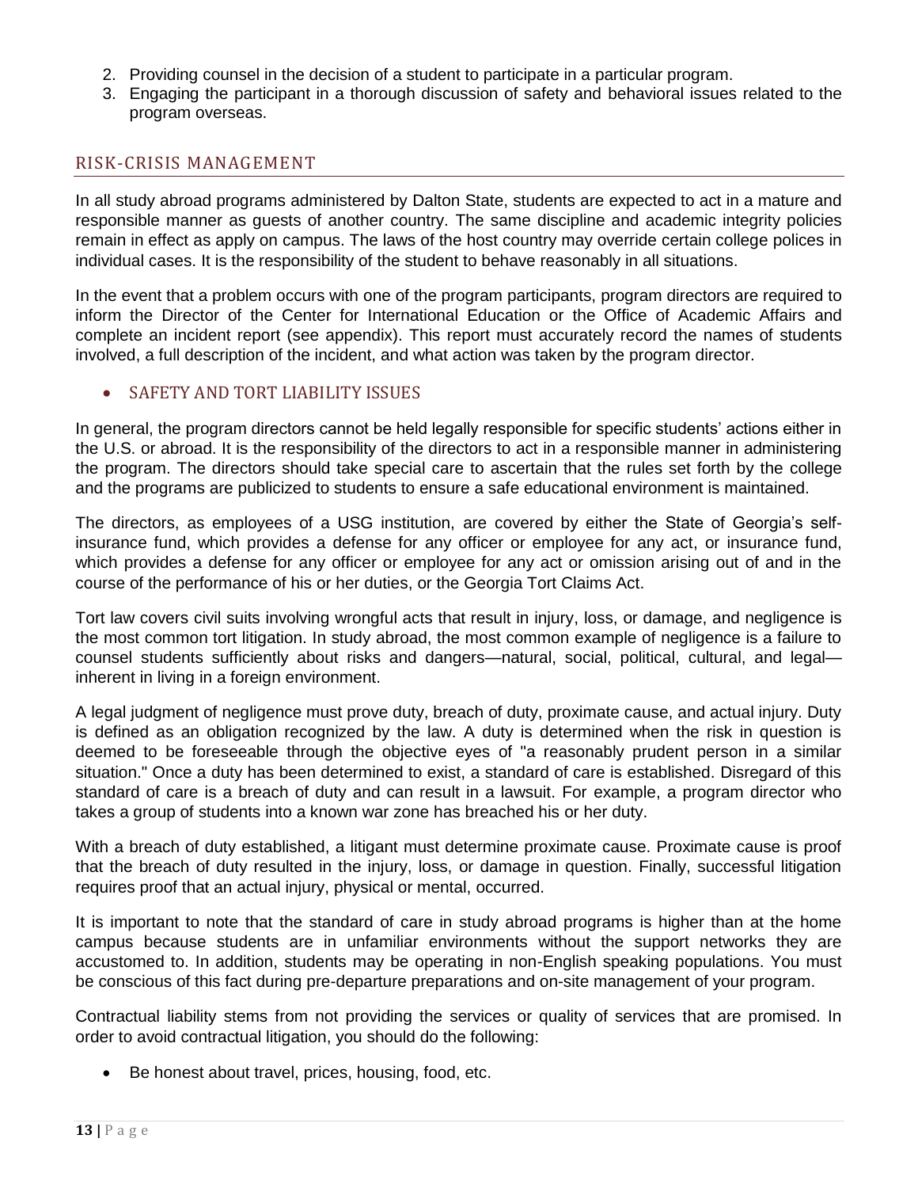2. Providing counsel in the decision of a student to participate in a particular program.
3. Engaging the participant in a thorough discussion of safety and behavioral issues related to the program overseas.

## RISK-CRISIS MANAGEMENT

In all study abroad programs administered by Dalton State, students are expected to act in a mature and responsible manner as guests of another country. The same discipline and academic integrity policies remain in effect as apply on campus. The laws of the host country may override certain college polices in individual cases. It is the responsibility of the student to behave reasonably in all situations.

In the event that a problem occurs with one of the program participants, program directors are required to inform the Director of the Center for International Education or the Office of Academic Affairs and complete an incident report (see appendix). This report must accurately record the names of students involved, a full description of the incident, and what action was taken by the program director.

- ### SAFETY AND TORT LIABILITY ISSUES

In general, the program directors cannot be held legally responsible for specific students' actions either in the U.S. or abroad. It is the responsibility of the directors to act in a responsible manner in administering the program. The directors should take special care to ascertain that the rules set forth by the college and the programs are publicized to students to ensure a safe educational environment is maintained.

The directors, as employees of a USG institution, are covered by either the State of Georgia's self-insurance fund, which provides a defense for any officer or employee for any act, or insurance fund, which provides a defense for any officer or employee for any act or omission arising out of and in the course of the performance of his or her duties, or the Georgia Tort Claims Act.

Tort law covers civil suits involving wrongful acts that result in injury, loss, or damage, and negligence is the most common tort litigation. In study abroad, the most common example of negligence is a failure to counsel students sufficiently about risks and dangers—natural, social, political, cultural, and legal—inherent in living in a foreign environment.

A legal judgment of negligence must prove duty, breach of duty, proximate cause, and actual injury. Duty is defined as an obligation recognized by the law. A duty is determined when the risk in question is deemed to be foreseeable through the objective eyes of "a reasonably prudent person in a similar situation." Once a duty has been determined to exist, a standard of care is established. Disregard of this standard of care is a breach of duty and can result in a lawsuit. For example, a program director who takes a group of students into a known war zone has breached his or her duty.

With a breach of duty established, a litigant must determine proximate cause. Proximate cause is proof that the breach of duty resulted in the injury, loss, or damage in question. Finally, successful litigation requires proof that an actual injury, physical or mental, occurred.

It is important to note that the standard of care in study abroad programs is higher than at the home campus because students are in unfamiliar environments without the support networks they are accustomed to. In addition, students may be operating in non-English speaking populations. You must be conscious of this fact during pre-departure preparations and on-site management of your program.

Contractual liability stems from not providing the services or quality of services that are promised. In order to avoid contractual litigation, you should do the following:

- Be honest about travel, prices, housing, food, etc.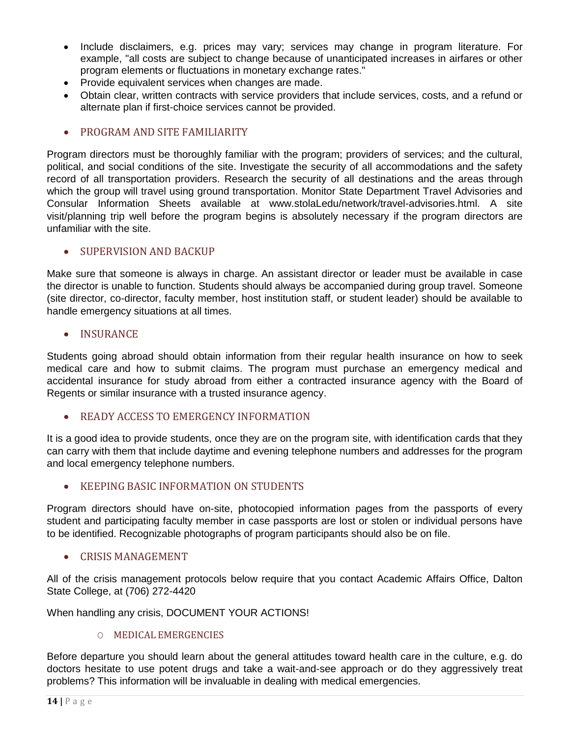- Include disclaimers, e.g. prices may vary; services may change in program literature. For example, "all costs are subject to change because of unanticipated increases in airfares or other program elements or fluctuations in monetary exchange rates."
- Provide equivalent services when changes are made.
- Obtain clear, written contracts with service providers that include services, costs, and a refund or alternate plan if first-choice services cannot be provided.

- ### PROGRAM AND SITE FAMILIARITY

Program directors must be thoroughly familiar with the program; providers of services; and the cultural, political, and social conditions of the site. Investigate the security of all accommodations and the safety record of all transportation providers. Research the security of all destinations and the areas through which the group will travel using ground transportation. Monitor State Department Travel Advisories and Consular Information Sheets available at www.stolaf.edu/network/travel-advisories.html. A site visit/planning trip well before the program begins is absolutely necessary if the program directors are unfamiliar with the site.

- ### SUPERVISION AND BACKUP

Make sure that someone is always in charge. An assistant director or leader must be available in case the director is unable to function. Students should always be accompanied during group travel. Someone (site director, co-director, faculty member, host institution staff, or student leader) should be available to handle emergency situations at all times.

- ### INSURANCE

Students going abroad should obtain information from their regular health insurance on how to seek medical care and how to submit claims. The program must purchase an emergency medical and accidental insurance for study abroad from either a contracted insurance agency with the Board of Regents or similar insurance with a trusted insurance agency.

- ### READY ACCESS TO EMERGENCY INFORMATION

It is a good idea to provide students, once they are on the program site, with identification cards that they can carry with them that include daytime and evening telephone numbers and addresses for the program and local emergency telephone numbers.

- ### KEEPING BASIC INFORMATION ON STUDENTS

Program directors should have on-site, photocopied information pages from the passports of every student and participating faculty member in case passports are lost or stolen or individual persons have to be identified. Recognizable photographs of program participants should also be on file.

- ### CRISIS MANAGEMENT

All of the crisis management protocols below require that you contact Academic Affairs Office, Dalton State College, at (706) 272-4420

When handling any crisis, DOCUMENT YOUR ACTIONS!

  - #### MEDICAL EMERGENCIES

Before departure you should learn about the general attitudes toward health care in the culture, e.g. do doctors hesitate to use potent drugs and take a wait-and-see approach or do they aggressively treat problems? This information will be invaluable in dealing with medical emergencies.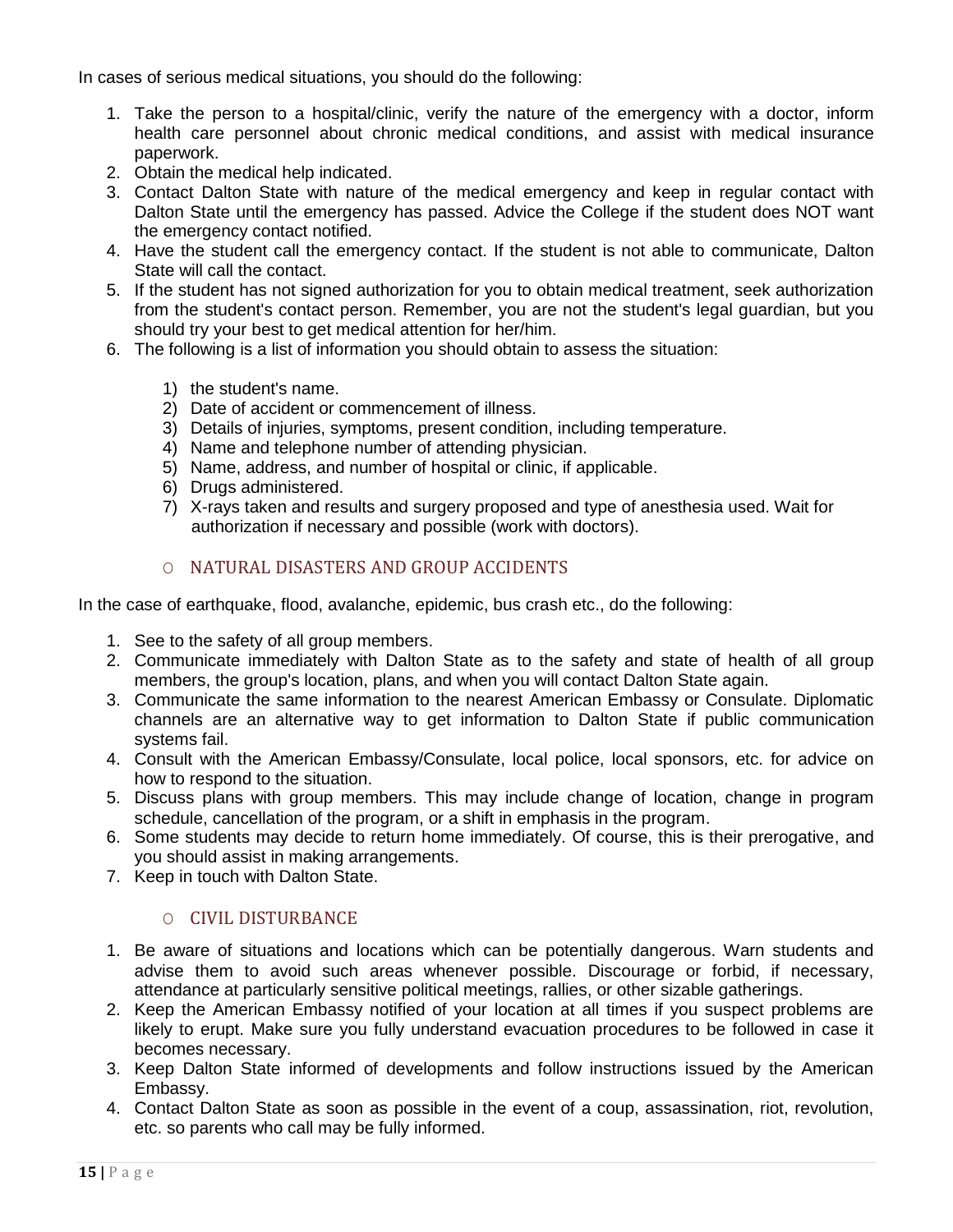In cases of serious medical situations, you should do the following:

1. Take the person to a hospital/clinic, verify the nature of the emergency with a doctor, inform health care personnel about chronic medical conditions, and assist with medical insurance paperwork.
2. Obtain the medical help indicated.
3. Contact Dalton State with nature of the medical emergency and keep in regular contact with Dalton State until the emergency has passed. Advice the College if the student does NOT want the emergency contact notified.
4. Have the student call the emergency contact. If the student is not able to communicate, Dalton State will call the contact.
5. If the student has not signed authorization for you to obtain medical treatment, seek authorization from the student's contact person. Remember, you are not the student's legal guardian, but you should try your best to get medical attention for her/him.
6. The following is a list of information you should obtain to assess the situation:

    1) the student's name.
    2) Date of accident or commencement of illness.
    3) Details of injuries, symptoms, present condition, including temperature.
    4) Name and telephone number of attending physician.
    5) Name, address, and number of hospital or clinic, if applicable.
    6) Drugs administered.
    7) X-rays taken and results and surgery proposed and type of anesthesia used. Wait for authorization if necessary and possible (work with doctors).

### NATURAL DISASTERS AND GROUP ACCIDENTS

In the case of earthquake, flood, avalanche, epidemic, bus crash etc., do the following:

1. See to the safety of all group members.
2. Communicate immediately with Dalton State as to the safety and state of health of all group members, the group's location, plans, and when you will contact Dalton State again.
3. Communicate the same information to the nearest American Embassy or Consulate. Diplomatic channels are an alternative way to get information to Dalton State if public communication systems fail.
4. Consult with the American Embassy/Consulate, local police, local sponsors, etc. for advice on how to respond to the situation.
5. Discuss plans with group members. This may include change of location, change in program schedule, cancellation of the program, or a shift in emphasis in the program.
6. Some students may decide to return home immediately. Of course, this is their prerogative, and you should assist in making arrangements.
7. Keep in touch with Dalton State.

### CIVIL DISTURBANCE

1. Be aware of situations and locations which can be potentially dangerous. Warn students and advise them to avoid such areas whenever possible. Discourage or forbid, if necessary, attendance at particularly sensitive political meetings, rallies, or other sizable gatherings.
2. Keep the American Embassy notified of your location at all times if you suspect problems are likely to erupt. Make sure you fully understand evacuation procedures to be followed in case it becomes necessary.
3. Keep Dalton State informed of developments and follow instructions issued by the American Embassy.
4. Contact Dalton State as soon as possible in the event of a coup, assassination, riot, revolution, etc. so parents who call may be fully informed.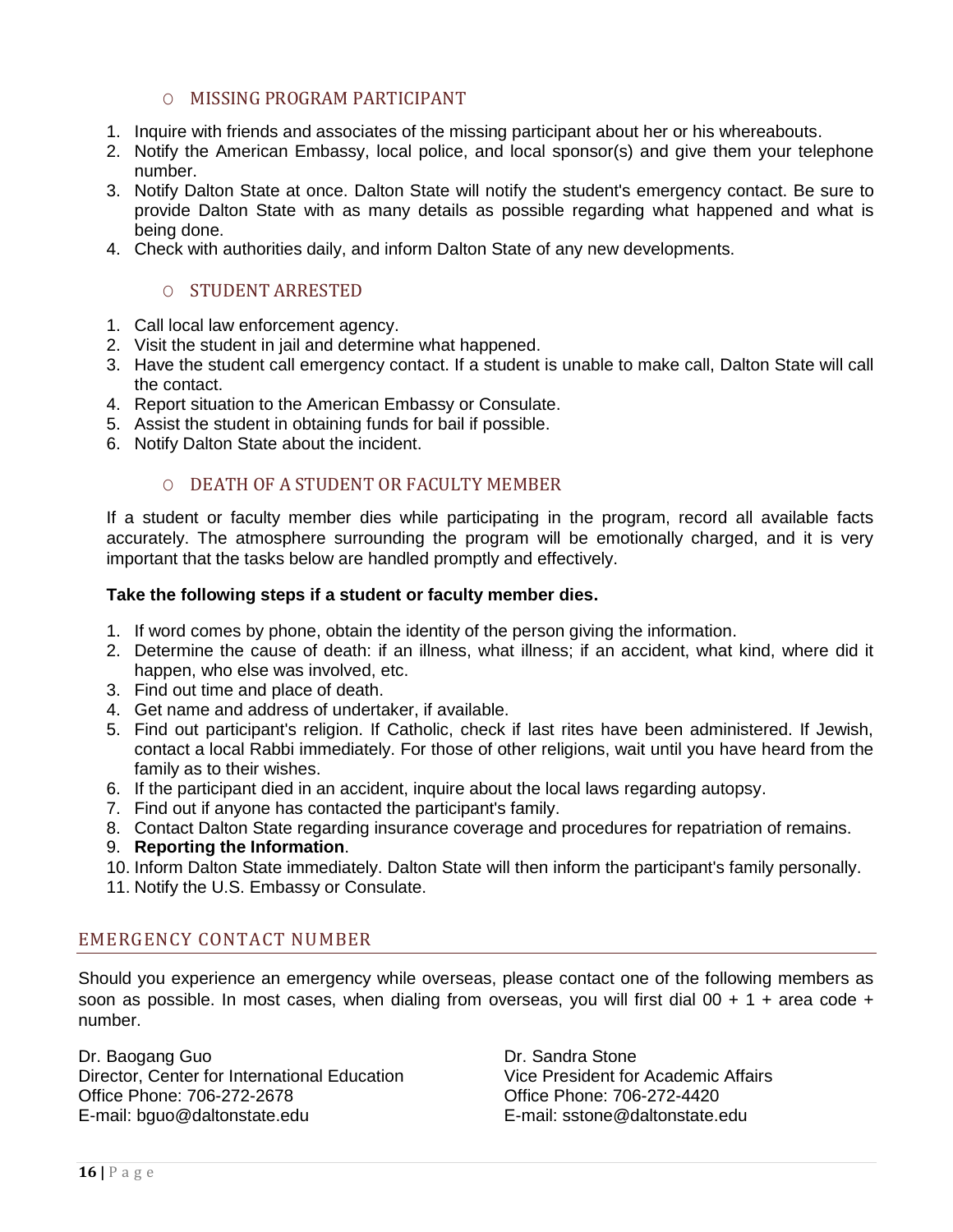### MISSING PROGRAM PARTICIPANT

1. Inquire with friends and associates of the missing participant about her or his whereabouts.
2. Notify the American Embassy, local police, and local sponsor(s) and give them your telephone number.
3. Notify Dalton State at once. Dalton State will notify the student's emergency contact. Be sure to provide Dalton State with as many details as possible regarding what happened and what is being done.
4. Check with authorities daily, and inform Dalton State of any new developments.

### STUDENT ARRESTED

1. Call local law enforcement agency.
2. Visit the student in jail and determine what happened.
3. Have the student call emergency contact. If a student is unable to make call, Dalton State will call the contact.
4. Report situation to the American Embassy or Consulate.
5. Assist the student in obtaining funds for bail if possible.
6. Notify Dalton State about the incident.

### DEATH OF A STUDENT OR FACULTY MEMBER

If a student or faculty member dies while participating in the program, record all available facts accurately. The atmosphere surrounding the program will be emotionally charged, and it is very important that the tasks below are handled promptly and effectively.

**Take the following steps if a student or faculty member dies.**

1. If word comes by phone, obtain the identity of the person giving the information.
2. Determine the cause of death: if an illness, what illness; if an accident, what kind, where did it happen, who else was involved, etc.
3. Find out time and place of death.
4. Get name and address of undertaker, if available.
5. Find out participant's religion. If Catholic, check if last rites have been administered. If Jewish, contact a local Rabbi immediately. For those of other religions, wait until you have heard from the family as to their wishes.
6. If the participant died in an accident, inquire about the local laws regarding autopsy.
7. Find out if anyone has contacted the participant's family.
8. Contact Dalton State regarding insurance coverage and procedures for repatriation of remains.
9. **Reporting the Information**.
10. Inform Dalton State immediately. Dalton State will then inform the participant's family personally.
11. Notify the U.S. Embassy or Consulate.

## EMERGENCY CONTACT NUMBER

Should you experience an emergency while overseas, please contact one of the following members as soon as possible. In most cases, when dialing from overseas, you will first dial 00 + 1 + area code + number.

Dr. Baogang Guo
Director, Center for International Education
Office Phone: 706-272-2678
E-mail: bguo@daltonstate.edu

Dr. Sandra Stone
Vice President for Academic Affairs
Office Phone: 706-272-4420
E-mail: sstone@daltonstate.edu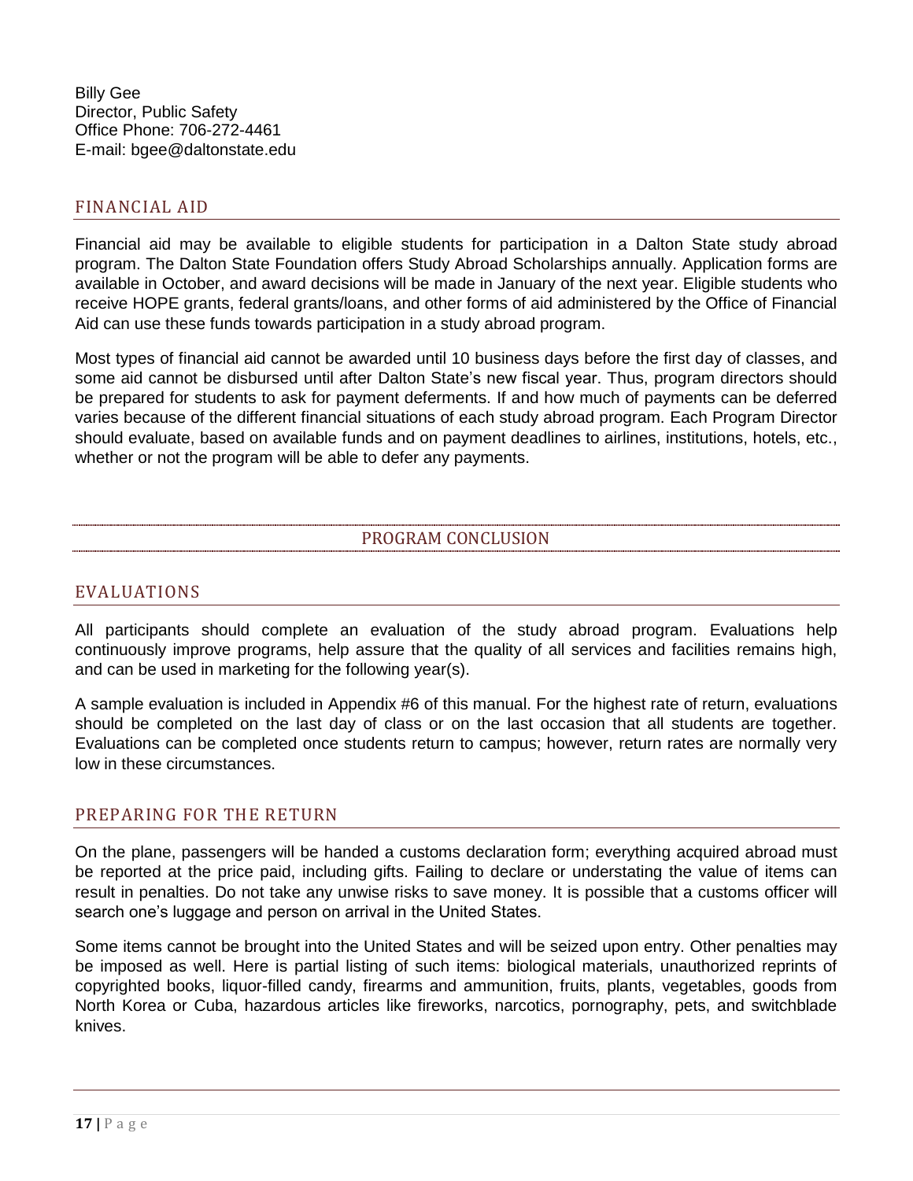Billy Gee
Director, Public Safety
Office Phone: 706-272-4461
E-mail: bgee@daltonstate.edu

## FINANCIAL AID

Financial aid may be available to eligible students for participation in a Dalton State study abroad program. The Dalton State Foundation offers Study Abroad Scholarships annually. Application forms are available in October, and award decisions will be made in January of the next year. Eligible students who receive HOPE grants, federal grants/loans, and other forms of aid administered by the Office of Financial Aid can use these funds towards participation in a study abroad program.

Most types of financial aid cannot be awarded until 10 business days before the first day of classes, and some aid cannot be disbursed until after Dalton State's new fiscal year. Thus, program directors should be prepared for students to ask for payment deferments. If and how much of payments can be deferred varies because of the different financial situations of each study abroad program. Each Program Director should evaluate, based on available funds and on payment deadlines to airlines, institutions, hotels, etc., whether or not the program will be able to defer any payments.

# PROGRAM CONCLUSION

## EVALUATIONS

All participants should complete an evaluation of the study abroad program. Evaluations help continuously improve programs, help assure that the quality of all services and facilities remains high, and can be used in marketing for the following year(s).

A sample evaluation is included in Appendix #6 of this manual. For the highest rate of return, evaluations should be completed on the last day of class or on the last occasion that all students are together. Evaluations can be completed once students return to campus; however, return rates are normally very low in these circumstances.

## PREPARING FOR THE RETURN

On the plane, passengers will be handed a customs declaration form; everything acquired abroad must be reported at the price paid, including gifts. Failing to declare or understating the value of items can result in penalties. Do not take any unwise risks to save money. It is possible that a customs officer will search one's luggage and person on arrival in the United States.

Some items cannot be brought into the United States and will be seized upon entry. Other penalties may be imposed as well. Here is partial listing of such items: biological materials, unauthorized reprints of copyrighted books, liquor-filled candy, firearms and ammunition, fruits, plants, vegetables, goods from North Korea or Cuba, hazardous articles like fireworks, narcotics, pornography, pets, and switchblade knives.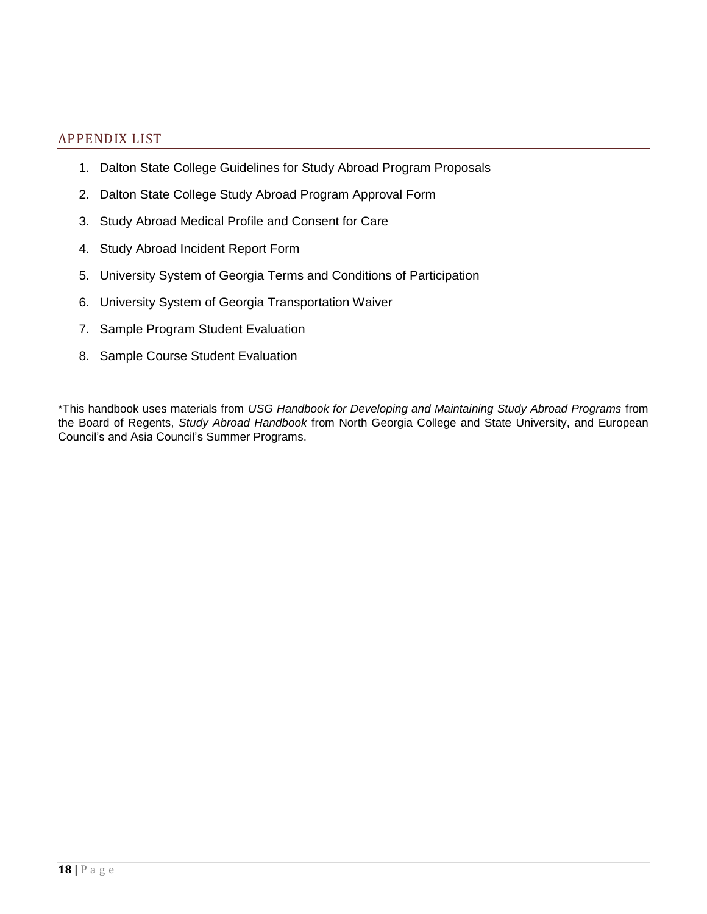## APPENDIX LIST

1. Dalton State College Guidelines for Study Abroad Program Proposals
2. Dalton State College Study Abroad Program Approval Form
3. Study Abroad Medical Profile and Consent for Care
4. Study Abroad Incident Report Form
5. University System of Georgia Terms and Conditions of Participation
6. University System of Georgia Transportation Waiver
7. Sample Program Student Evaluation
8. Sample Course Student Evaluation

*This handbook uses materials from *USG Handbook for Developing and Maintaining Study Abroad Programs* from the Board of Regents, *Study Abroad Handbook* from North Georgia College and State University, and European Council's and Asia Council's Summer Programs.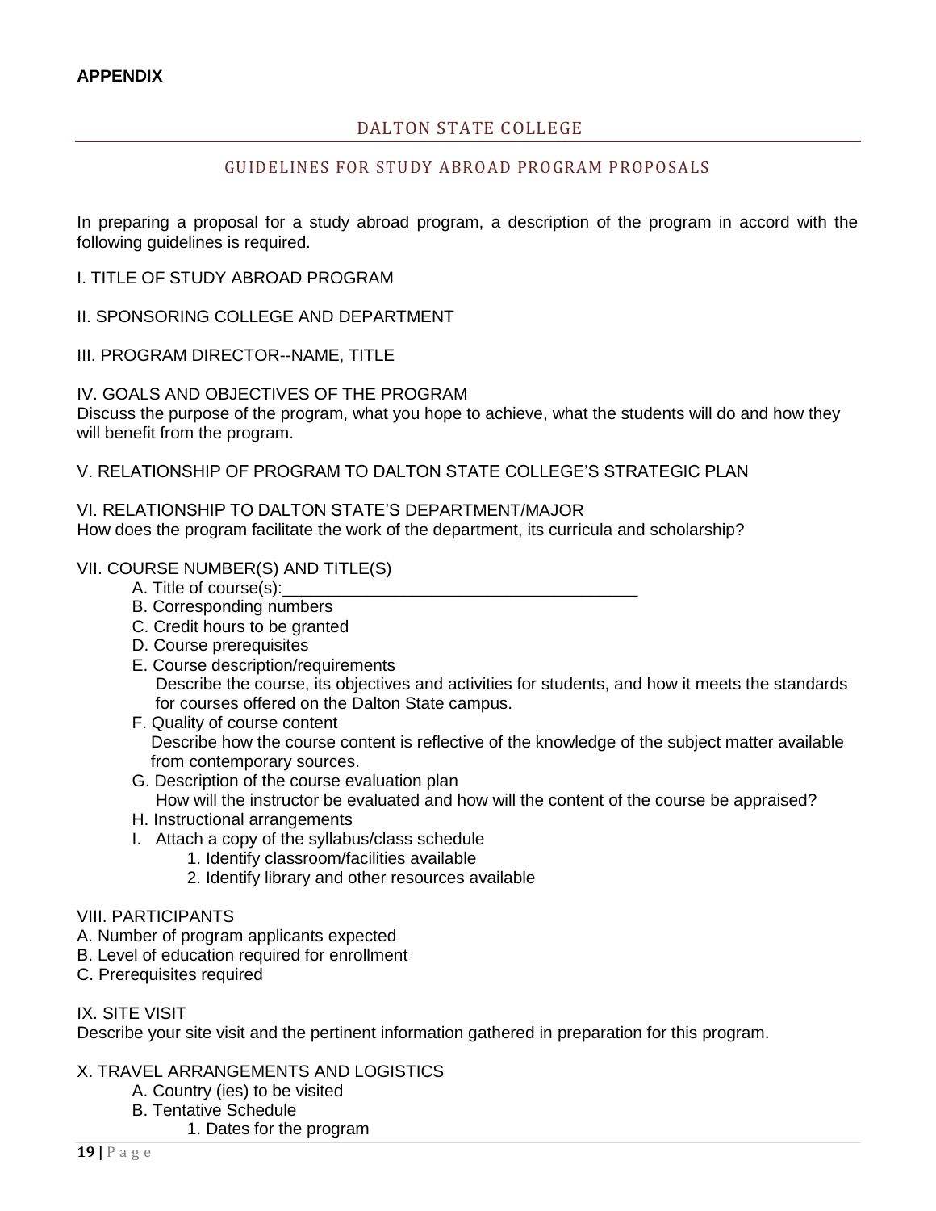**APPENDIX**

# DALTON STATE COLLEGE

## GUIDELINES FOR STUDY ABROAD PROGRAM PROPOSALS

In preparing a proposal for a study abroad program, a description of the program in accord with the following guidelines is required.

I. TITLE OF STUDY ABROAD PROGRAM

II. SPONSORING COLLEGE AND DEPARTMENT

III. PROGRAM DIRECTOR--NAME, TITLE

IV. GOALS AND OBJECTIVES OF THE PROGRAM
Discuss the purpose of the program, what you hope to achieve, what the students will do and how they will benefit from the program.

V. RELATIONSHIP OF PROGRAM TO DALTON STATE COLLEGE'S STRATEGIC PLAN

VI. RELATIONSHIP TO DALTON STATE'S DEPARTMENT/MAJOR
How does the program facilitate the work of the department, its curricula and scholarship?

VII. COURSE NUMBER(S) AND TITLE(S)

- A. Title of course(s):______________________________________
- B. Corresponding numbers
- C. Credit hours to be granted
- D. Course prerequisites
- E. Course description/requirements
  Describe the course, its objectives and activities for students, and how it meets the standards for courses offered on the Dalton State campus.
- F. Quality of course content
  Describe how the course content is reflective of the knowledge of the subject matter available from contemporary sources.
- G. Description of the course evaluation plan
  How will the instructor be evaluated and how will the content of the course be appraised?
- H. Instructional arrangements
- I. Attach a copy of the syllabus/class schedule
  1. Identify classroom/facilities available
  2. Identify library and other resources available

VIII. PARTICIPANTS

A. Number of program applicants expected
B. Level of education required for enrollment
C. Prerequisites required

IX. SITE VISIT
Describe your site visit and the pertinent information gathered in preparation for this program.

X. TRAVEL ARRANGEMENTS AND LOGISTICS

- A. Country (ies) to be visited
- B. Tentative Schedule
  1. Dates for the program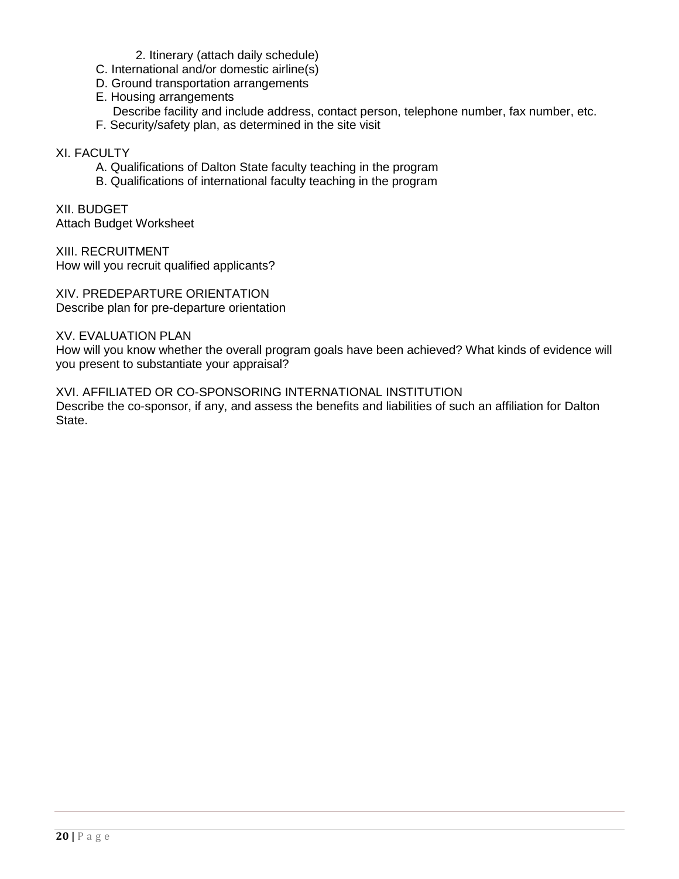2. Itinerary (attach daily schedule)

C. International and/or domestic airline(s)

D. Ground transportation arrangements

E. Housing arrangements

Describe facility and include address, contact person, telephone number, fax number, etc.

F. Security/safety plan, as determined in the site visit

XI. FACULTY

A. Qualifications of Dalton State faculty teaching in the program

B. Qualifications of international faculty teaching in the program

XII. BUDGET

Attach Budget Worksheet

XIII. RECRUITMENT

How will you recruit qualified applicants?

XIV. PREDEPARTURE ORIENTATION

Describe plan for pre-departure orientation

XV. EVALUATION PLAN

How will you know whether the overall program goals have been achieved? What kinds of evidence will you present to substantiate your appraisal?

XVI. AFFILIATED OR CO-SPONSORING INTERNATIONAL INSTITUTION

Describe the co-sponsor, if any, and assess the benefits and liabilities of such an affiliation for Dalton State.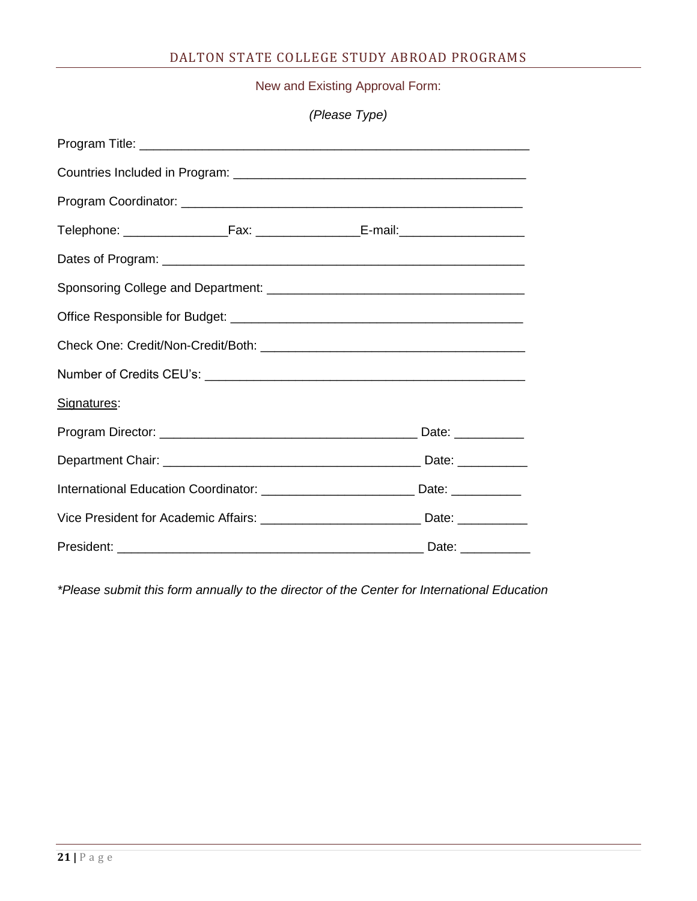New and Existing Approval Form:

*(Please Type)*

Program Title: ___________________________________________________________

Countries Included in Program: ___________________________________________

Program Coordinator: ____________________________________________________

Telephone: _______________Fax: _______________E-mail:___________________

Dates of Program: _______________________________________________________

Sponsoring College and Department: _____________________________________

Office Responsible for Budget: __________________________________________

Check One: Credit/Non-Credit/Both: ______________________________________

Number of Credits CEU's: _______________________________________________

<u>Signatures</u>:

Program Director: _____________________________________ Date: __________

Department Chair: _____________________________________ Date: __________

International Education Coordinator: ______________________ Date: __________

Vice President for Academic Affairs: _______________________ Date: __________

President: _____________________________________________ Date: __________

*\*Please submit this form annually to the director of the Center for International Education*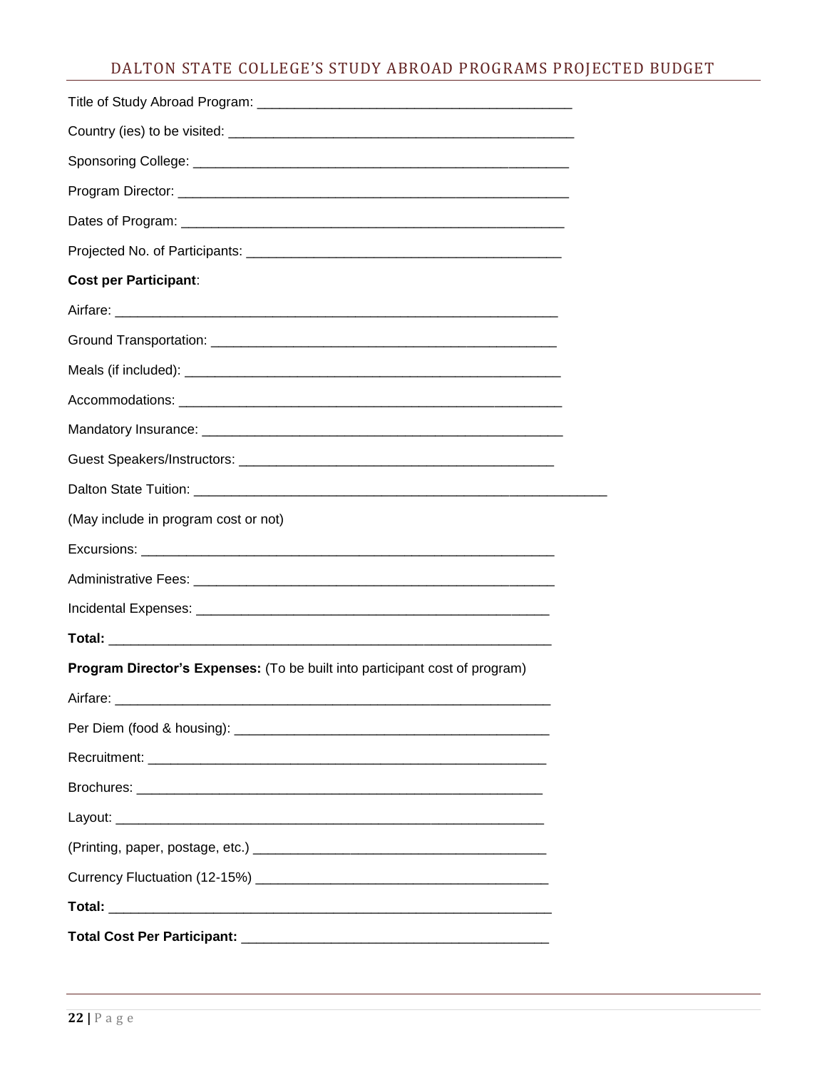# DALTON STATE COLLEGE'S STUDY ABROAD PROGRAMS PROJECTED BUDGET

Title of Study Abroad Program: __________________________________________

Country (ies) to be visited: ______________________________________________

Sponsoring College: ____________________________________________________

Program Director: ______________________________________________________

Dates of Program: ______________________________________________________

Projected No. of Participants: ____________________________________________

**Cost per Participant**:

Airfare: ______________________________________________________________

Ground Transportation: _________________________________________________

Meals (if included): _____________________________________________________

Accommodations: ______________________________________________________

Mandatory Insurance: ___________________________________________________

Guest Speakers/Instructors: ______________________________________________

Dalton State Tuition: _____________________________________________________________

(May include in program cost or not)

Excursions: ___________________________________________________________

Administrative Fees: _____________________________________________________

Incidental Expenses: ____________________________________________________

**Total:** _______________________________________________________________

**Program Director's Expenses:** (To be built into participant cost of program)

Airfare: ______________________________________________________________

Per Diem (food & housing): _______________________________________________

Recruitment: ___________________________________________________________

Brochures: _____________________________________________________________

Layout: _______________________________________________________________

(Printing, paper, postage, etc.) ______________________________________________

Currency Fluctuation (12-15%) ______________________________________________

**Total:** _______________________________________________________________

**Total Cost Per Participant:** _________________________________________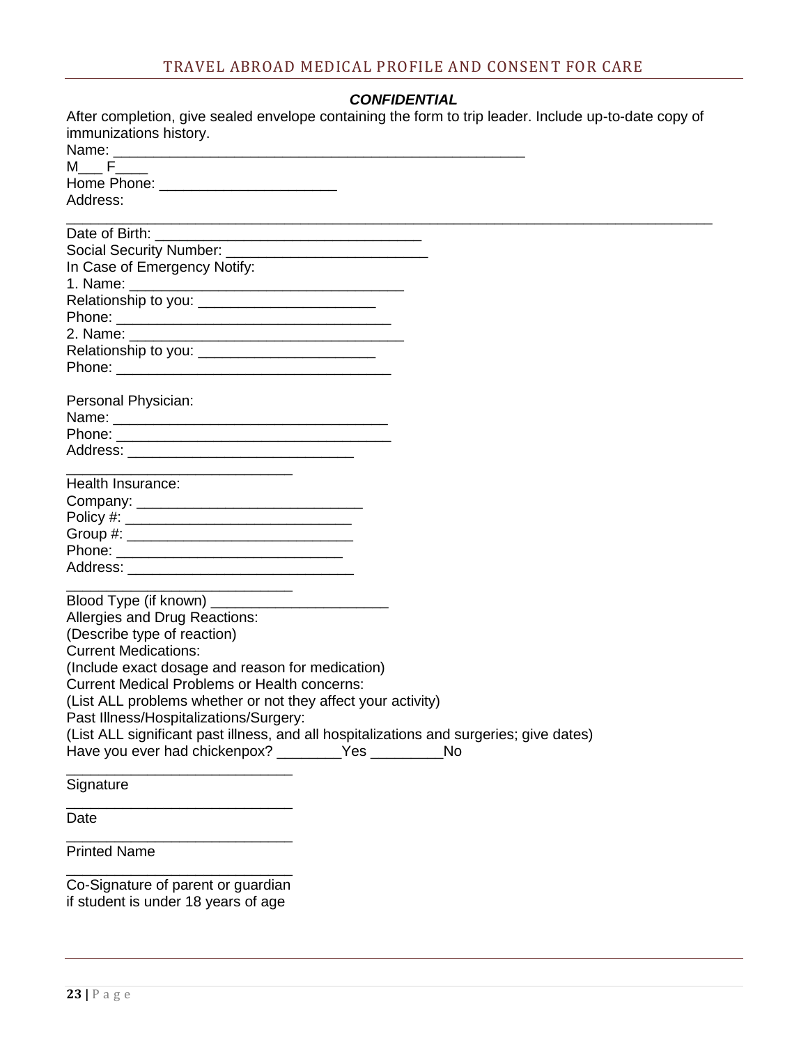## TRAVEL ABROAD MEDICAL PROFILE AND CONSENT FOR CARE

***CONFIDENTIAL***

After completion, give sealed envelope containing the form to trip leader. Include up-to-date copy of immunizations history.

Name: ___________________________________________________

M___ F____

Home Phone: ______________________

Address:

_________________________________________________________________________________

Date of Birth: _________________________________

Social Security Number: _________________________

In Case of Emergency Notify:

1. Name: __________________________________

Relationship to you: ______________________

Phone: __________________________________

2. Name: __________________________________

Relationship to you: ______________________

Phone: __________________________________

Personal Physician:

Name: __________________________________

Phone: __________________________________

Address: ___________________________

___________________________

Health Insurance:

Company: ___________________________

Policy #: ___________________________

Group #: ___________________________

Phone: ___________________________

Address: ___________________________

___________________________

Blood Type (if known) ______________________

Allergies and Drug Reactions:

(Describe type of reaction)

Current Medications:

(Include exact dosage and reason for medication)

Current Medical Problems or Health concerns:

(List ALL problems whether or not they affect your activity)

Past Illness/Hospitalizations/Surgery:

(List ALL significant past illness, and all hospitalizations and surgeries; give dates)

Have you ever had chickenpox? ________Yes _________No

___________________________

Signature

___________________________

Date

___________________________

Printed Name

___________________________

Co-Signature of parent or guardian if student is under 18 years of age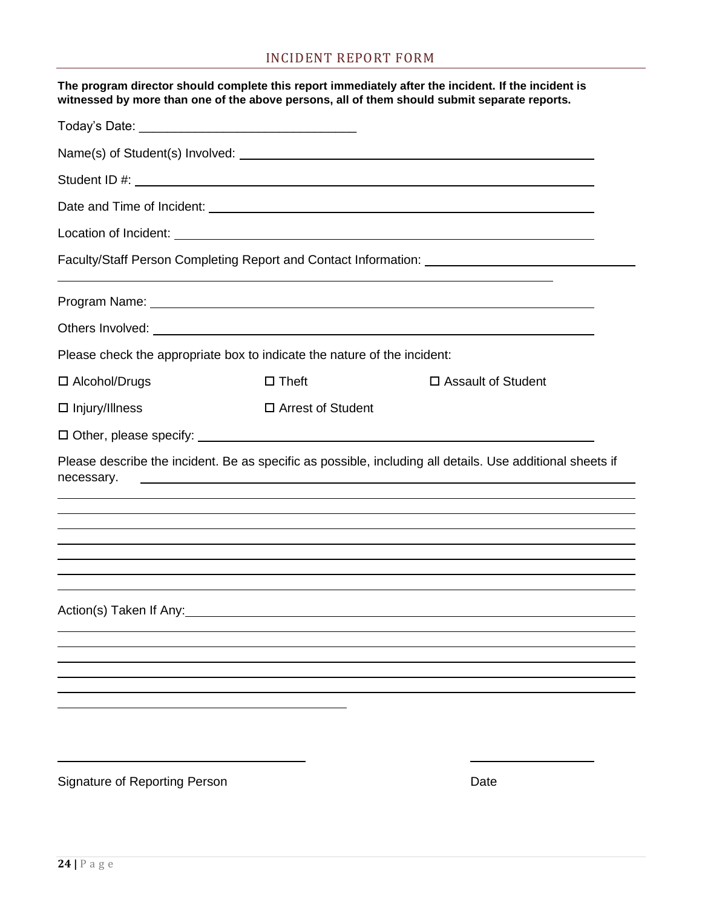## INCIDENT REPORT FORM

**The program director should complete this report immediately after the incident. If the incident is witnessed by more than one of the above persons, all of them should submit separate reports.**

Today's Date: ______________________________

Name(s) of Student(s) Involved: ______________________________

Student ID #: ______________________________

Date and Time of Incident: ______________________________

Location of Incident: ______________________________

Faculty/Staff Person Completing Report and Contact Information: ______________________________

______________________________

Program Name: ______________________________

Others Involved: ______________________________

Please check the appropriate box to indicate the nature of the incident:

☐ Alcohol/Drugs ☐ Theft ☐ Assault of Student

☐ Injury/Illness ☐ Arrest of Student

☐ Other, please specify: ______________________________

Please describe the incident. Be as specific as possible, including all details. Use additional sheets if necessary. ______________________________

______________________________

______________________________

______________________________

______________________________

______________________________

______________________________

Action(s) Taken If Any: ______________________________

______________________________

______________________________

______________________________

______________________________

______________________________

______________________________

______________________________ ______________________________

Signature of Reporting Person Date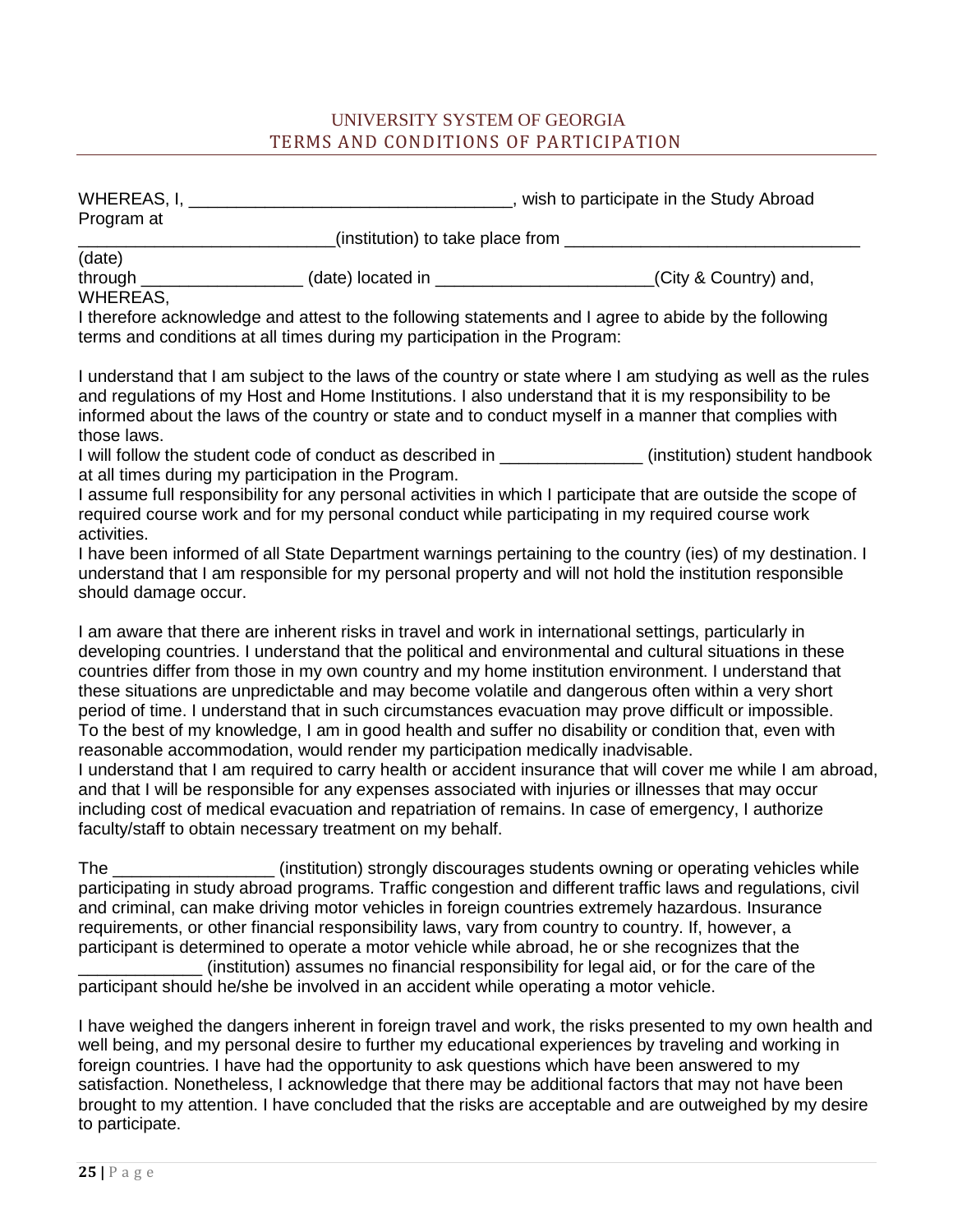# UNIVERSITY SYSTEM OF GEORGIA
## TERMS AND CONDITIONS OF PARTICIPATION

WHEREAS, I, __________________________________, wish to participate in the Study Abroad Program at
__________________________(institution) to take place from _______________________________ (date)
through _________________ (date) located in _______________________(City & Country) and,
WHEREAS,
I therefore acknowledge and attest to the following statements and I agree to abide by the following terms and conditions at all times during my participation in the Program:

I understand that I am subject to the laws of the country or state where I am studying as well as the rules and regulations of my Host and Home Institutions. I also understand that it is my responsibility to be informed about the laws of the country or state and to conduct myself in a manner that complies with those laws.
I will follow the student code of conduct as described in _______________ (institution) student handbook at all times during my participation in the Program.
I assume full responsibility for any personal activities in which I participate that are outside the scope of required course work and for my personal conduct while participating in my required course work activities.
I have been informed of all State Department warnings pertaining to the country (ies) of my destination. I understand that I am responsible for my personal property and will not hold the institution responsible should damage occur.

I am aware that there are inherent risks in travel and work in international settings, particularly in developing countries. I understand that the political and environmental and cultural situations in these countries differ from those in my own country and my home institution environment. I understand that these situations are unpredictable and may become volatile and dangerous often within a very short period of time. I understand that in such circumstances evacuation may prove difficult or impossible.
To the best of my knowledge, I am in good health and suffer no disability or condition that, even with reasonable accommodation, would render my participation medically inadvisable.
I understand that I am required to carry health or accident insurance that will cover me while I am abroad, and that I will be responsible for any expenses associated with injuries or illnesses that may occur including cost of medical evacuation and repatriation of remains. In case of emergency, I authorize faculty/staff to obtain necessary treatment on my behalf.

The _________________ (institution) strongly discourages students owning or operating vehicles while participating in study abroad programs. Traffic congestion and different traffic laws and regulations, civil and criminal, can make driving motor vehicles in foreign countries extremely hazardous. Insurance requirements, or other financial responsibility laws, vary from country to country. If, however, a participant is determined to operate a motor vehicle while abroad, he or she recognizes that the _____________ (institution) assumes no financial responsibility for legal aid, or for the care of the participant should he/she be involved in an accident while operating a motor vehicle.

I have weighed the dangers inherent in foreign travel and work, the risks presented to my own health and well being, and my personal desire to further my educational experiences by traveling and working in foreign countries. I have had the opportunity to ask questions which have been answered to my satisfaction. Nonetheless, I acknowledge that there may be additional factors that may not have been brought to my attention. I have concluded that the risks are acceptable and are outweighed by my desire to participate.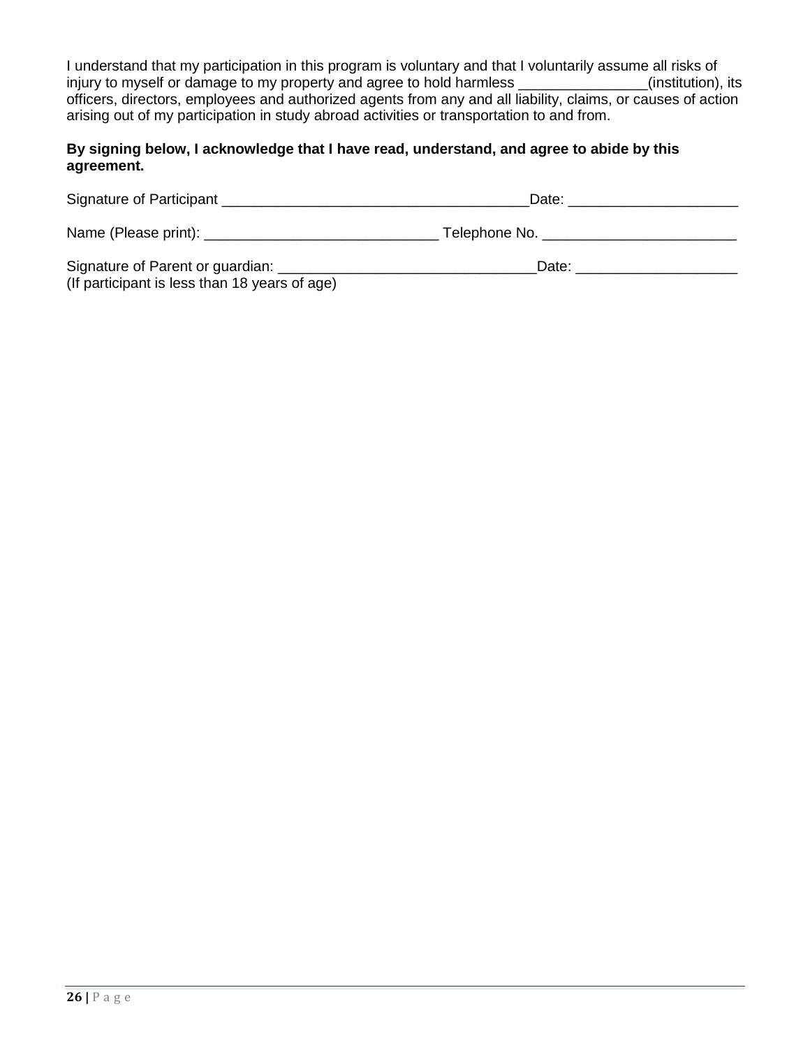I understand that my participation in this program is voluntary and that I voluntarily assume all risks of injury to myself or damage to my property and agree to hold harmless ________________(institution), its officers, directors, employees and authorized agents from any and all liability, claims, or causes of action arising out of my participation in study abroad activities or transportation to and from.

**By signing below, I acknowledge that I have read, understand, and agree to abide by this agreement.**

Signature of Participant ______________________________________Date: ____________________

Name (Please print): _____________________________ Telephone No. ________________________

Signature of Parent or guardian: _______________________________Date: ___________________
(If participant is less than 18 years of age)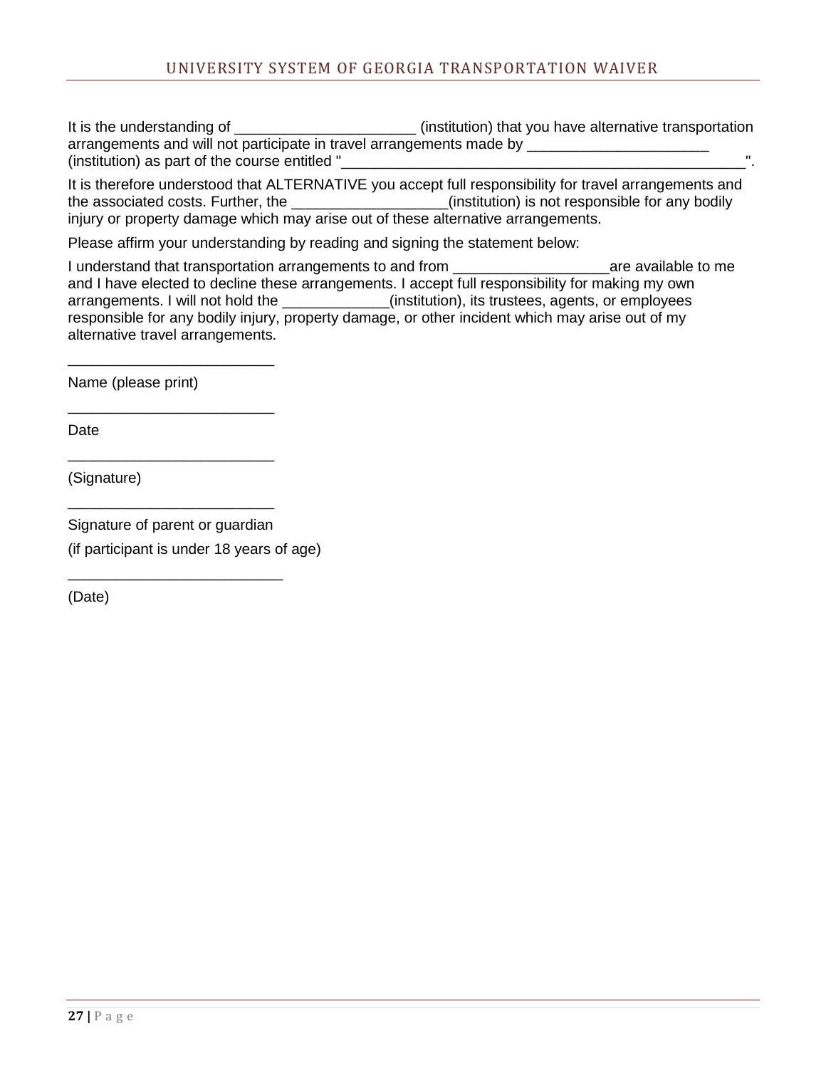# UNIVERSITY SYSTEM OF GEORGIA TRANSPORTATION WAIVER

It is the understanding of ______________________ (institution) that you have alternative transportation arrangements and will not participate in travel arrangements made by ______________________ (institution) as part of the course entitled "________________________________________________".

It is therefore understood that ALTERNATIVE you accept full responsibility for travel arrangements and the associated costs. Further, the ___________________(institution) is not responsible for any bodily injury or property damage which may arise out of these alternative arrangements.

Please affirm your understanding by reading and signing the statement below:

I understand that transportation arrangements to and from ___________________are available to me and I have elected to decline these arrangements. I accept full responsibility for making my own arrangements. I will not hold the _____________(institution), its trustees, agents, or employees responsible for any bodily injury, property damage, or other incident which may arise out of my alternative travel arrangements.

_________________________

Name (please print)

_________________________

Date

_________________________

(Signature)

_________________________

Signature of parent or guardian

(if participant is under 18 years of age)

_________________________

(Date)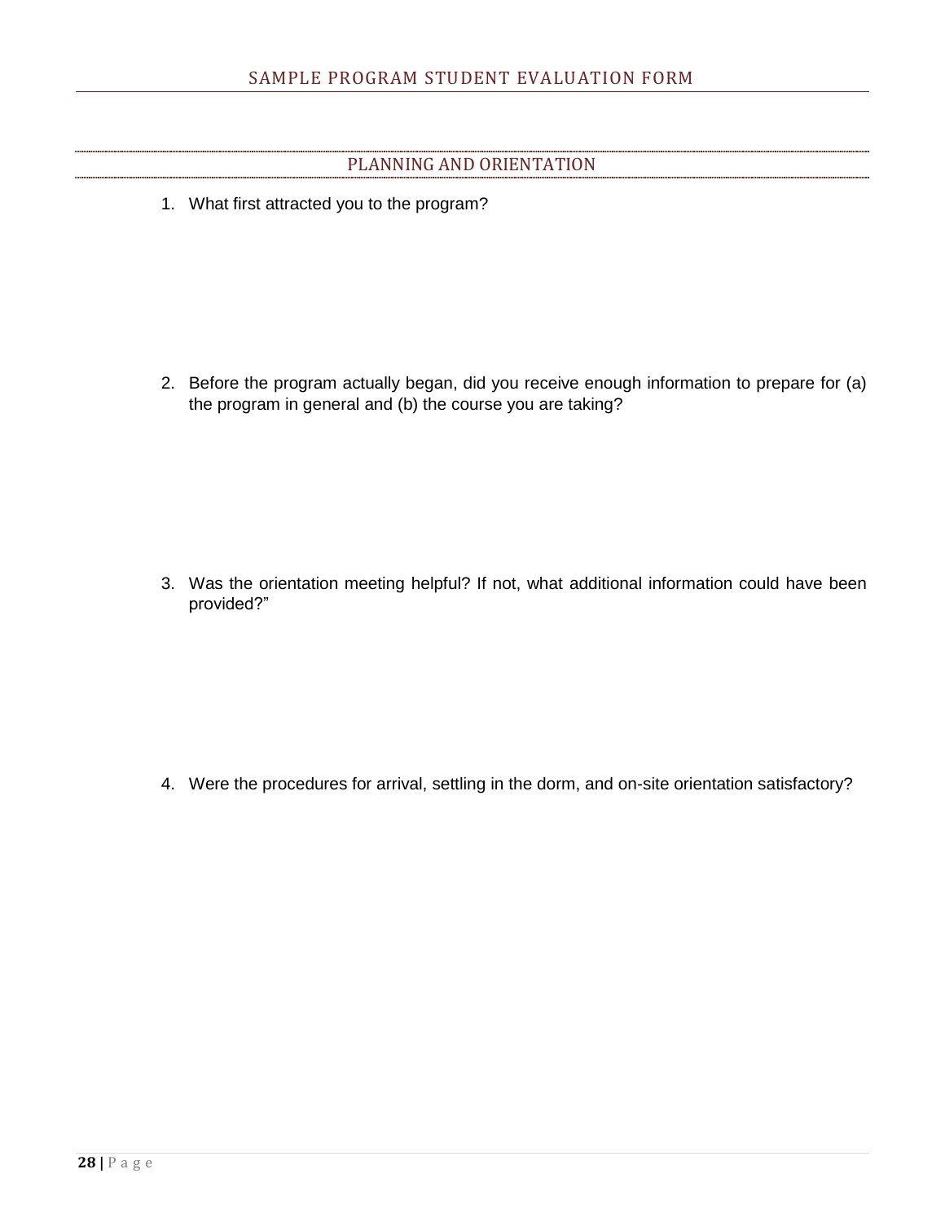## SAMPLE PROGRAM STUDENT EVALUATION FORM

### PLANNING AND ORIENTATION

1. What first attracted you to the program?

2. Before the program actually began, did you receive enough information to prepare for (a) the program in general and (b) the course you are taking?

3. Was the orientation meeting helpful? If not, what additional information could have been provided?"

4. Were the procedures for arrival, settling in the dorm, and on-site orientation satisfactory?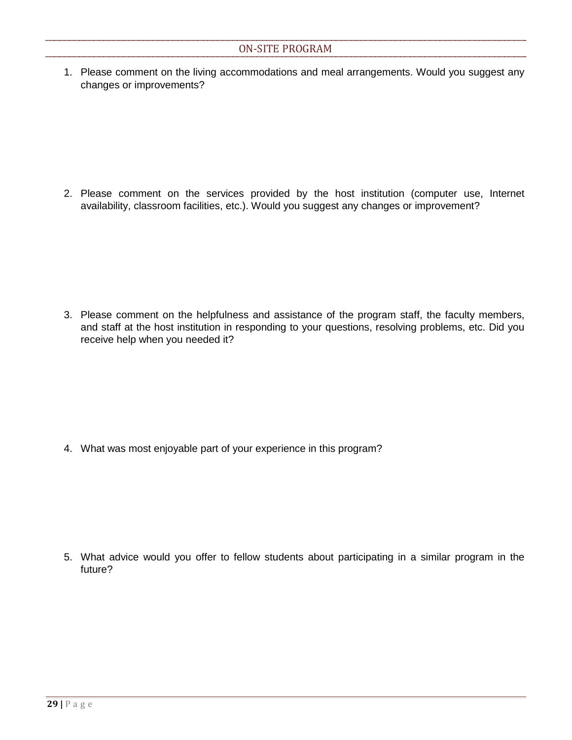## ON-SITE PROGRAM

1. Please comment on the living accommodations and meal arrangements. Would you suggest any changes or improvements?

2. Please comment on the services provided by the host institution (computer use, Internet availability, classroom facilities, etc.). Would you suggest any changes or improvement?

3. Please comment on the helpfulness and assistance of the program staff, the faculty members, and staff at the host institution in responding to your questions, resolving problems, etc. Did you receive help when you needed it?

4. What was most enjoyable part of your experience in this program?

5. What advice would you offer to fellow students about participating in a similar program in the future?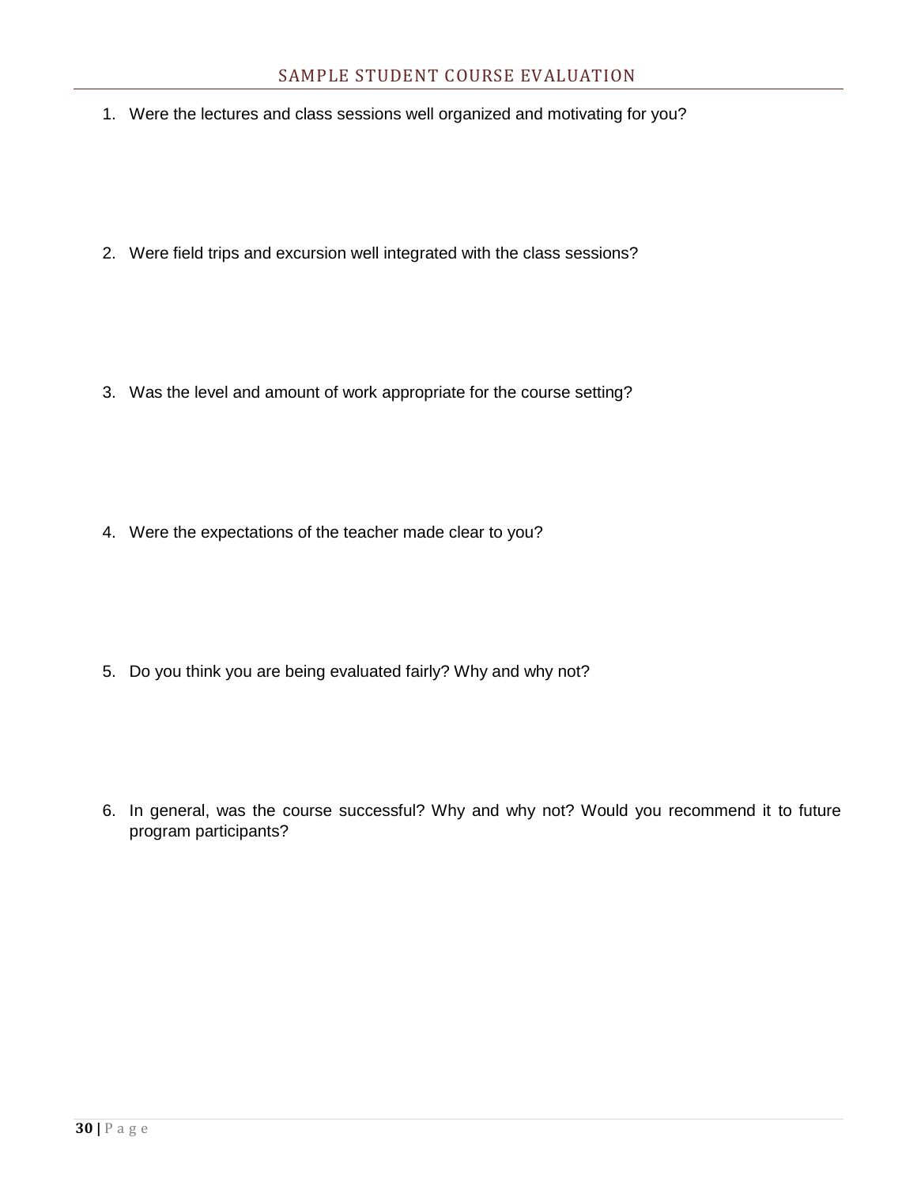## SAMPLE STUDENT COURSE EVALUATION

1. Were the lectures and class sessions well organized and motivating for you?

2. Were field trips and excursion well integrated with the class sessions?

3. Was the level and amount of work appropriate for the course setting?

4. Were the expectations of the teacher made clear to you?

5. Do you think you are being evaluated fairly? Why and why not?

6. In general, was the course successful? Why and why not? Would you recommend it to future program participants?